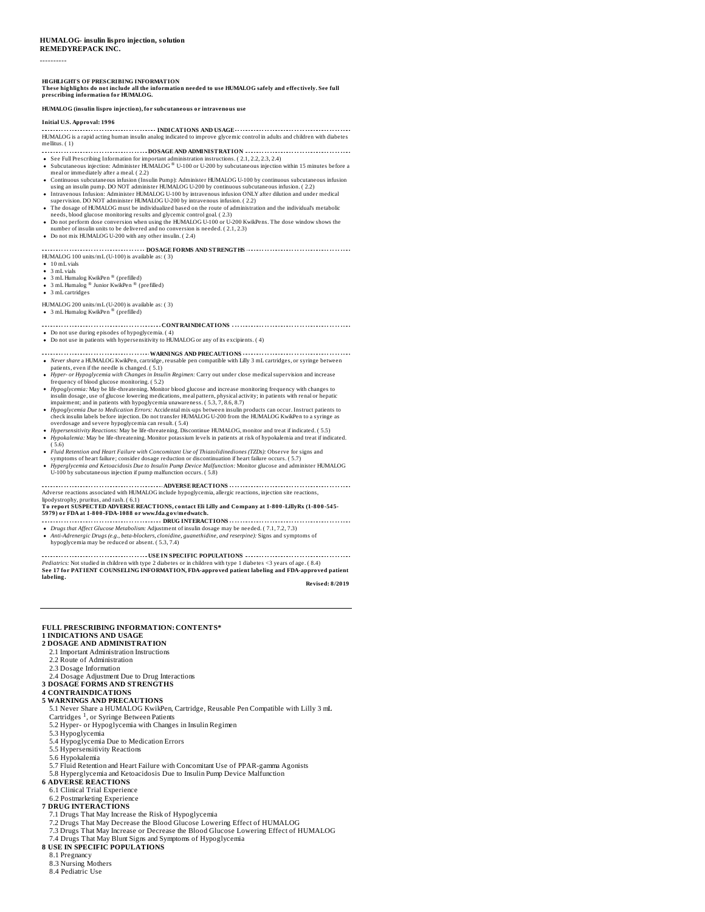**HUMALOG- insulin lispro injection, solution**
**REMEDYREPACK INC.**

----------

**HIGHLIGHTS OF PRESCRIBING INFORMATION**
**These highlights do not include all the information needed to use HUMALOG safely and effectively. See full prescribing information for HUMALOG.**

**HUMALOG (insulin lispro injection), for subcutaneous or intravenous use**

**Initial U.S. Approval: 1996**

**INDICATIONS AND USAGE**

HUMALOG is a rapid acting human insulin analog indicated to improve glycemic control in adults and children with diabetes mellitus. ( 1)

**DOSAGE AND ADMINISTRATION**

- See Full Prescribing Information for important administration instructions. ( 2.1, 2.2, 2.3, 2.4)
- Subcutaneous injection: Administer HUMALOG ® U-100 or U-200 by subcutaneous injection within 15 minutes before a meal or immediately after a meal. ( 2.2)
- Continuous subcutaneous infusion (Insulin Pump): Administer HUMALOG U-100 by continuous subcutaneous infusion using an insulin pump. DO NOT administer HUMALOG U-200 by continuous subcutaneous infusion. ( 2.2)
- Intravenous Infusion: Administer HUMALOG U-100 by intravenous infusion ONLY after dilution and under medical supervision. DO NOT administer HUMALOG U-200 by intravenous infusion. ( 2.2)
- The dosage of HUMALOG must be individualized based on the route of administration and the individual's metabolic needs, blood glucose monitoring results and glycemic control goal. ( 2.3)
- Do not perform dose conversion when using the HUMALOG U-100 or U-200 KwikPens. The dose window shows the number of insulin units to be delivered and no conversion is needed. ( 2.1, 2.3)
- Do not mix HUMALOG U-200 with any other insulin. ( 2.4)

**DOSAGE FORMS AND STRENGTHS**

HUMALOG 100 units/mL (U-100) is available as: ( 3)

- 10 mL vials
- 3 mL vials
- 3 mL Humalog KwikPen ® (prefilled)
- 3 mL Humalog ® Junior KwikPen ® (prefilled)
- 3 mL cartridges

HUMALOG 200 units/mL (U-200) is available as: ( 3)

- 3 mL Humalog KwikPen ® (prefilled)

**CONTRAINDICATIONS**

- Do not use during episodes of hypoglycemia. ( 4)
- Do not use in patients with hypersensitivity to HUMALOG or any of its excipients. ( 4)

**WARNINGS AND PRECAUTIONS**

- *Never share* a HUMALOG KwikPen, cartridge, reusable pen compatible with Lilly 3 mL cartridges, or syringe between patients, even if the needle is changed. ( 5.1)
- *Hyper- or Hypoglycemia with Changes in Insulin Regimen:* Carry out under close medical supervision and increase frequency of blood glucose monitoring. ( 5.2)
- *Hypoglycemia:* May be life-threatening. Monitor blood glucose and increase monitoring frequency with changes to insulin dosage, use of glucose lowering medications, meal pattern, physical activity; in patients with renal or hepatic impairment; and in patients with hypoglycemia unawareness. ( 5.3, 7, 8.6, 8.7)
- *Hypoglycemia Due to Medication Errors:* Accidental mix-ups between insulin products can occur. Instruct patients to check insulin labels before injection. Do not transfer HUMALOG U-200 from the HUMALOG KwikPen to a syringe as overdosage and severe hypoglycemia can result. ( 5.4)
- *Hypersensitivity Reactions:* May be life-threatening. Discontinue HUMALOG, monitor and treat if indicated. ( 5.5)
- *Hypokalemia:* May be life-threatening. Monitor potassium levels in patients at risk of hypokalemia and treat if indicated. ( 5.6)
- *Fluid Retention and Heart Failure with Concomitant Use of Thiazolidinediones (TZDs):* Observe for signs and symptoms of heart failure; consider dosage reduction or discontinuation if heart failure occurs. ( 5.7)
- *Hyperglycemia and Ketoacidosis Due to Insulin Pump Device Malfunction:* Monitor glucose and administer HUMALOG U-100 by subcutaneous injection if pump malfunction occurs. ( 5.8)

**ADVERSE REACTIONS**

Adverse reactions associated with HUMALOG include hypoglycemia, allergic reactions, injection site reactions, lipodystrophy, pruritus, and rash. ( 6.1)

**To report SUSPECTED ADVERSE REACTIONS, contact Eli Lilly and Company at 1-800-LillyRx (1-800-545-5979) or FDA at 1-800-FDA-1088 or www.fda.gov/medwatch.**

**DRUG INTERACTIONS**

- *Drugs that Affect Glucose Metabolism:* Adjustment of insulin dosage may be needed. ( 7.1, 7.2, 7.3)
- *Anti-Adrenergic Drugs (e.g., beta-blockers, clonidine, guanethidine, and reserpine):* Signs and symptoms of hypoglycemia may be reduced or absent. ( 5.3, 7.4)

**USE IN SPECIFIC POPULATIONS**

*Pediatrics:* Not studied in children with type 2 diabetes or in children with type 1 diabetes <3 years of age. ( 8.4)

**See 17 for PATIENT COUNSELING INFORMATION, FDA-approved patient labeling and FDA-approved patient labeling.**

**Revised: 8/2019**

---

**FULL PRESCRIBING INFORMATION: CONTENTS***

**1 INDICATIONS AND USAGE**

**2 DOSAGE AND ADMINISTRATION**

2.1 Important Administration Instructions
2.2 Route of Administration
2.3 Dosage Information
2.4 Dosage Adjustment Due to Drug Interactions

**3 DOSAGE FORMS AND STRENGTHS**

**4 CONTRAINDICATIONS**

**5 WARNINGS AND PRECAUTIONS**

5.1 Never Share a HUMALOG KwikPen, Cartridge, Reusable Pen Compatible with Lilly 3 mL Cartridges [1], or Syringe Between Patients
5.2 Hyper- or Hypoglycemia with Changes in Insulin Regimen
5.3 Hypoglycemia
5.4 Hypoglycemia Due to Medication Errors
5.5 Hypersensitivity Reactions
5.6 Hypokalemia
5.7 Fluid Retention and Heart Failure with Concomitant Use of PPAR-gamma Agonists
5.8 Hyperglycemia and Ketoacidosis Due to Insulin Pump Device Malfunction

**6 ADVERSE REACTIONS**

6.1 Clinical Trial Experience
6.2 Postmarketing Experience

**7 DRUG INTERACTIONS**

7.1 Drugs That May Increase the Risk of Hypoglycemia
7.2 Drugs That May Decrease the Blood Glucose Lowering Effect of HUMALOG
7.3 Drugs That May Increase or Decrease the Blood Glucose Lowering Effect of HUMALOG
7.4 Drugs That May Blunt Signs and Symptoms of Hypoglycemia

**8 USE IN SPECIFIC POPULATIONS**

8.1 Pregnancy
8.3 Nursing Mothers
8.4 Pediatric Use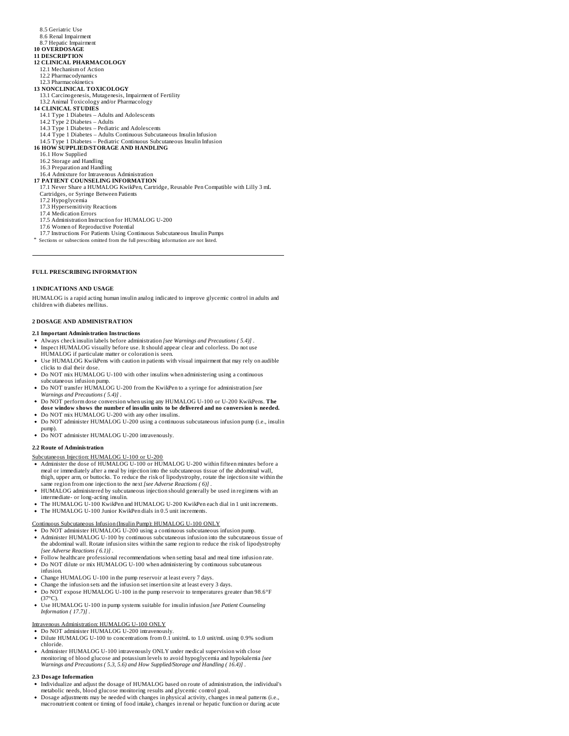8.5 Geriatric Use
8.6 Renal Impairment
8.7 Hepatic Impairment

**10 OVERDOSAGE**

**11 DESCRIPTION**

**12 CLINICAL PHARMACOLOGY**

12.1 Mechanism of Action
12.2 Pharmacodynamics
12.3 Pharmacokinetics

**13 NONCLINICAL TOXICOLOGY**

13.1 Carcinogenesis, Mutagenesis, Impairment of Fertility
13.2 Animal Toxicology and/or Pharmacology

**14 CLINICAL STUDIES**

14.1 Type 1 Diabetes – Adults and Adolescents
14.2 Type 2 Diabetes – Adults
14.3 Type 1 Diabetes – Pediatric and Adolescents
14.4 Type 1 Diabetes – Adults Continuous Subcutaneous Insulin Infusion
14.5 Type 1 Diabetes – Pediatric Continuous Subcutaneous Insulin Infusion

**16 HOW SUPPLIED/STORAGE AND HANDLING**

16.1 How Supplied
16.2 Storage and Handling
16.3 Preparation and Handling
16.4 Admixture for Intravenous Administration

**17 PATIENT COUNSELING INFORMATION**

17.1 Never Share a HUMALOG KwikPen, Cartridge, Reusable Pen Compatible with Lilly 3 mL Cartridges, or Syringe Between Patients
17.2 Hypoglycemia
17.3 Hypersensitivity Reactions
17.4 Medication Errors
17.5 Administration Instruction for HUMALOG U-200
17.6 Women of Reproductive Potential
17.7 Instructions For Patients Using Continuous Subcutaneous Insulin Pumps

\* Sections or subsections omitted from the full prescribing information are not listed.

---

## FULL PRESCRIBING INFORMATION

### 1 INDICATIONS AND USAGE

HUMALOG is a rapid acting human insulin analog indicated to improve glycemic control in adults and children with diabetes mellitus.

### 2 DOSAGE AND ADMINISTRATION

#### 2.1 Important Administration Instructions

- Always check insulin labels before administration *[see Warnings and Precautions ( 5.4)]* .
- Inspect HUMALOG visually before use. It should appear clear and colorless. Do not use HUMALOG if particulate matter or coloration is seen.
- Use HUMALOG KwikPens with caution in patients with visual impairment that may rely on audible clicks to dial their dose.
- Do NOT mix HUMALOG U-100 with other insulins when administering using a continuous subcutaneous infusion pump.
- Do NOT transfer HUMALOG U-200 from the KwikPen to a syringe for administration *[see Warnings and Precautions ( 5.4)]* .
- Do NOT perform dose conversion when using any HUMALOG U-100 or U-200 KwikPens. **The dose window shows the number of insulin units to be delivered and no conversion is needed.**
- Do NOT mix HUMALOG U-200 with any other insulins.
- Do NOT administer HUMALOG U-200 using a continuous subcutaneous infusion pump (i.e., insulin pump).
- Do NOT administer HUMALOG U-200 intravenously.

#### 2.2 Route of Administration

<u>Subcutaneous Injection: HUMALOG U-100 or U-200</u>

- Administer the dose of HUMALOG U-100 or HUMALOG U-200 within fifteen minutes before a meal or immediately after a meal by injection into the subcutaneous tissue of the abdominal wall, thigh, upper arm, or buttocks. To reduce the risk of lipodystrophy, rotate the injection site within the same region from one injection to the next *[see Adverse Reactions ( 6)]* .
- HUMALOG administered by subcutaneous injection should generally be used in regimens with an intermediate- or long-acting insulin.
- The HUMALOG U-100 KwikPen and HUMALOG U-200 KwikPen each dial in 1 unit increments.
- The HUMALOG U-100 Junior KwikPen dials in 0.5 unit increments.

<u>Continuous Subcutaneous Infusion (Insulin Pump): HUMALOG U-100 ONLY</u>

- Do NOT administer HUMALOG U-200 using a continuous subcutaneous infusion pump.
- Administer HUMALOG U-100 by continuous subcutaneous infusion into the subcutaneous tissue of the abdominal wall. Rotate infusion sites within the same region to reduce the risk of lipodystrophy *[see Adverse Reactions ( 6.1)]* .
- Follow healthcare professional recommendations when setting basal and meal time infusion rate.
- Do NOT dilute or mix HUMALOG U-100 when administering by continuous subcutaneous infusion.
- Change HUMALOG U-100 in the pump reservoir at least every 7 days.
- Change the infusion sets and the infusion set insertion site at least every 3 days.
- Do NOT expose HUMALOG U-100 in the pump reservoir to temperatures greater than 98.6°F (37°C).
- Use HUMALOG U-100 in pump systems suitable for insulin infusion *[see Patient Counseling Information ( 17.7)]* .

<u>Intravenous Administration: HUMALOG U-100 ONLY</u>

- Do NOT administer HUMALOG U-200 intravenously.
- Dilute HUMALOG U-100 to concentrations from 0.1 unit/mL to 1.0 unit/mL using 0.9% sodium chloride.
- Administer HUMALOG U-100 intravenously ONLY under medical supervision with close monitoring of blood glucose and potassium levels to avoid hypoglycemia and hypokalemia *[see Warnings and Precautions ( 5.3, 5.6) and How Supplied/Storage and Handling ( 16.4)]* .

#### 2.3 Dosage Information

- Individualize and adjust the dosage of HUMALOG based on route of administration, the individual's metabolic needs, blood glucose monitoring results and glycemic control goal.
- Dosage adjustments may be needed with changes in physical activity, changes in meal patterns (i.e., macronutrient content or timing of food intake), changes in renal or hepatic function or during acute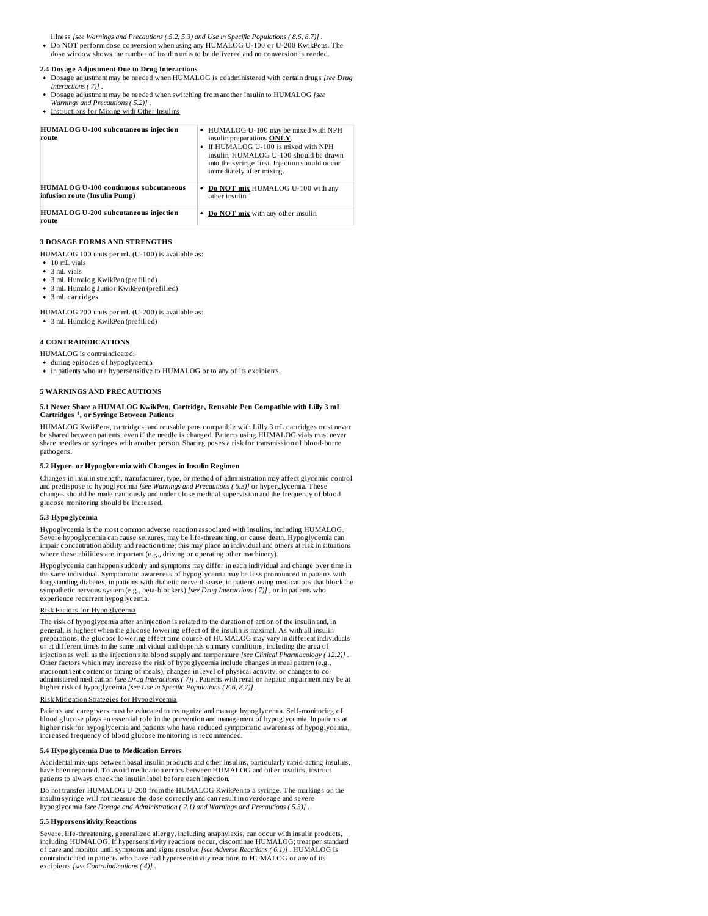illness *[see Warnings and Precautions ( 5.2, 5.3) and Use in Specific Populations ( 8.6, 8.7)]* .

- Do NOT perform dose conversion when using any HUMALOG U-100 or U-200 KwikPens. The dose window shows the number of insulin units to be delivered and no conversion is needed.

### 2.4 Dosage Adjustment Due to Drug Interactions

- Dosage adjustment may be needed when HUMALOG is coadministered with certain drugs *[see Drug Interactions ( 7)]* .
- Dosage adjustment may be needed when switching from another insulin to HUMALOG *[see Warnings and Precautions ( 5.2)]* .
- Instructions for Mixing with Other Insulins

| | |
|---|---|
| **HUMALOG U-100 subcutaneous injection route** | • HUMALOG U-100 may be mixed with NPH insulin preparations **ONLY**. • If HUMALOG U-100 is mixed with NPH insulin, HUMALOG U-100 should be drawn into the syringe first. Injection should occur immediately after mixing. |
| **HUMALOG U-100 continuous subcutaneous infusion route (Insulin Pump)** | • **Do NOT mix** HUMALOG U-100 with any other insulin. |
| **HUMALOG U-200 subcutaneous injection route** | • **Do NOT mix** with any other insulin. |

## 3 DOSAGE FORMS AND STRENGTHS

HUMALOG 100 units per mL (U-100) is available as:

- 10 mL vials
- 3 mL vials
- 3 mL Humalog KwikPen (prefilled)
- 3 mL Humalog Junior KwikPen (prefilled)
- 3 mL cartridges

HUMALOG 200 units per mL (U-200) is available as:

- 3 mL Humalog KwikPen (prefilled)

## 4 CONTRAINDICATIONS

HUMALOG is contraindicated:

- during episodes of hypoglycemia
- in patients who are hypersensitive to HUMALOG or to any of its excipients.

## 5 WARNINGS AND PRECAUTIONS

### 5.1 Never Share a HUMALOG KwikPen, Cartridge, Reusable Pen Compatible with Lilly 3 mL Cartridges [1], or Syringe Between Patients

HUMALOG KwikPens, cartridges, and reusable pens compatible with Lilly 3 mL cartridges must never be shared between patients, even if the needle is changed. Patients using HUMALOG vials must never share needles or syringes with another person. Sharing poses a risk for transmission of blood-borne pathogens.

### 5.2 Hyper- or Hypoglycemia with Changes in Insulin Regimen

Changes in insulin strength, manufacturer, type, or method of administration may affect glycemic control and predispose to hypoglycemia *[see Warnings and Precautions ( 5.3)]* or hyperglycemia. These changes should be made cautiously and under close medical supervision and the frequency of blood glucose monitoring should be increased.

### 5.3 Hypoglycemia

Hypoglycemia is the most common adverse reaction associated with insulins, including HUMALOG. Severe hypoglycemia can cause seizures, may be life-threatening, or cause death. Hypoglycemia can impair concentration ability and reaction time; this may place an individual and others at risk in situations where these abilities are important (e.g., driving or operating other machinery).

Hypoglycemia can happen suddenly and symptoms may differ in each individual and change over time in the same individual. Symptomatic awareness of hypoglycemia may be less pronounced in patients with longstanding diabetes, in patients with diabetic nerve disease, in patients using medications that block the sympathetic nervous system (e.g., beta-blockers) *[see Drug Interactions ( 7)]* , or in patients who experience recurrent hypoglycemia.

Risk Factors for Hypoglycemia

The risk of hypoglycemia after an injection is related to the duration of action of the insulin and, in general, is highest when the glucose lowering effect of the insulin is maximal. As with all insulin preparations, the glucose lowering effect time course of HUMALOG may vary in different individuals or at different times in the same individual and depends on many conditions, including the area of injection as well as the injection site blood supply and temperature *[see Clinical Pharmacology ( 12.2)]* . Other factors which may increase the risk of hypoglycemia include changes in meal pattern (e.g., macronutrient content or timing of meals), changes in level of physical activity, or changes to co-administered medication *[see Drug Interactions ( 7)]* . Patients with renal or hepatic impairment may be at higher risk of hypoglycemia *[see Use in Specific Populations ( 8.6, 8.7)]* .

Risk Mitigation Strategies for Hypoglycemia

Patients and caregivers must be educated to recognize and manage hypoglycemia. Self-monitoring of blood glucose plays an essential role in the prevention and management of hypoglycemia. In patients at higher risk for hypoglycemia and patients who have reduced symptomatic awareness of hypoglycemia, increased frequency of blood glucose monitoring is recommended.

### 5.4 Hypoglycemia Due to Medication Errors

Accidental mix-ups between basal insulin products and other insulins, particularly rapid-acting insulins, have been reported. To avoid medication errors between HUMALOG and other insulins, instruct patients to always check the insulin label before each injection.

Do not transfer HUMALOG U-200 from the HUMALOG KwikPen to a syringe. The markings on the insulin syringe will not measure the dose correctly and can result in overdosage and severe hypoglycemia *[see Dosage and Administration ( 2.1) and Warnings and Precautions ( 5.3)]* .

### 5.5 Hypersensitivity Reactions

Severe, life-threatening, generalized allergy, including anaphylaxis, can occur with insulin products, including HUMALOG. If hypersensitivity reactions occur, discontinue HUMALOG; treat per standard of care and monitor until symptoms and signs resolve *[see Adverse Reactions ( 6.1)]* . HUMALOG is contraindicated in patients who have had hypersensitivity reactions to HUMALOG or any of its excipients *[see Contraindications ( 4)]* .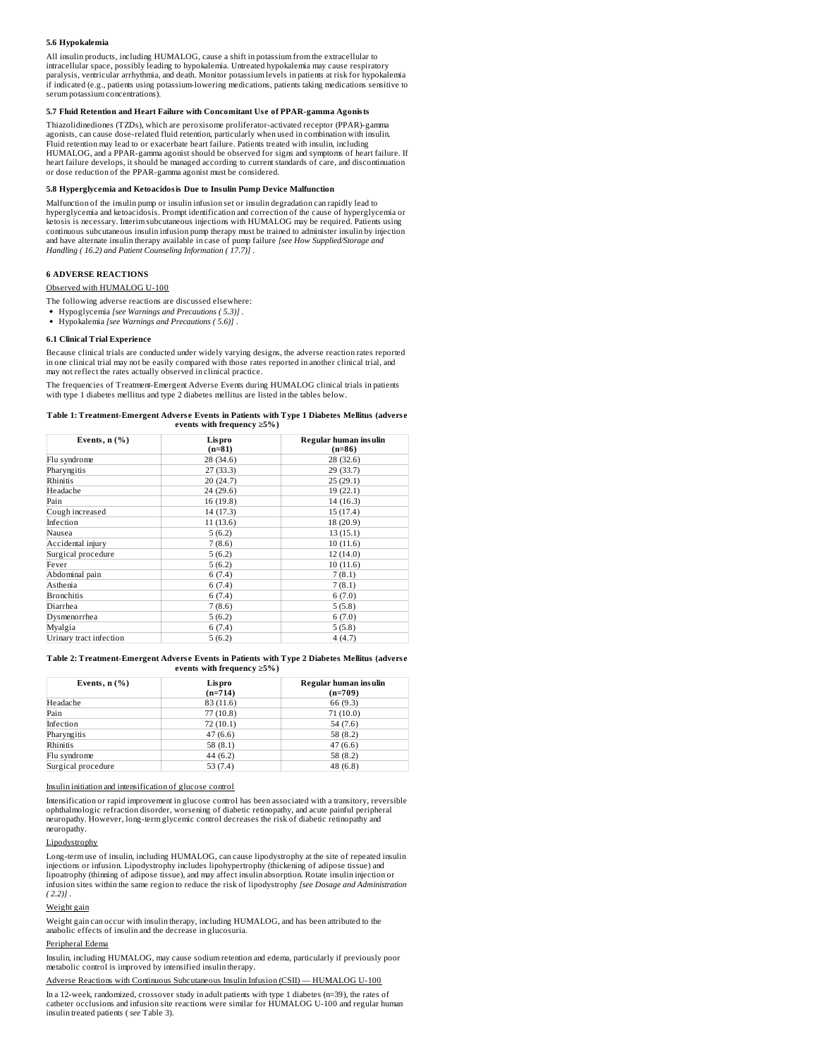### 5.6 Hypokalemia

All insulin products, including HUMALOG, cause a shift in potassium from the extracellular to intracellular space, possibly leading to hypokalemia. Untreated hypokalemia may cause respiratory paralysis, ventricular arrhythmia, and death. Monitor potassium levels in patients at risk for hypokalemia if indicated (e.g., patients using potassium-lowering medications, patients taking medications sensitive to serum potassium concentrations).

### 5.7 Fluid Retention and Heart Failure with Concomitant Use of PPAR-gamma Agonists

Thiazolidinediones (TZDs), which are peroxisome proliferator-activated receptor (PPAR)-gamma agonists, can cause dose-related fluid retention, particularly when used in combination with insulin. Fluid retention may lead to or exacerbate heart failure. Patients treated with insulin, including HUMALOG, and a PPAR-gamma agonist should be observed for signs and symptoms of heart failure. If heart failure develops, it should be managed according to current standards of care, and discontinuation or dose reduction of the PPAR-gamma agonist must be considered.

### 5.8 Hyperglycemia and Ketoacidosis Due to Insulin Pump Device Malfunction

Malfunction of the insulin pump or insulin infusion set or insulin degradation can rapidly lead to hyperglycemia and ketoacidosis. Prompt identification and correction of the cause of hyperglycemia or ketosis is necessary. Interim subcutaneous injections with HUMALOG may be required. Patients using continuous subcutaneous insulin infusion pump therapy must be trained to administer insulin by injection and have alternate insulin therapy available in case of pump failure *[see How Supplied/Storage and Handling ( 16.2) and Patient Counseling Information ( 17.7)]* .

## 6 ADVERSE REACTIONS

Observed with HUMALOG U-100

The following adverse reactions are discussed elsewhere:

- Hypoglycemia *[see Warnings and Precautions ( 5.3)]* .
- Hypokalemia *[see Warnings and Precautions ( 5.6)]* .

### 6.1 Clinical Trial Experience

Because clinical trials are conducted under widely varying designs, the adverse reaction rates reported in one clinical trial may not be easily compared with those rates reported in another clinical trial, and may not reflect the rates actually observed in clinical practice.

The frequencies of Treatment-Emergent Adverse Events during HUMALOG clinical trials in patients with type 1 diabetes mellitus and type 2 diabetes mellitus are listed in the tables below.

**Table 1: Treatment-Emergent Adverse Events in Patients with Type 1 Diabetes Mellitus (adverse events with frequency ≥5%)**

| Events, n (%) | Lispro (n=81) | Regular human insulin (n=86) |
|---|---|---|
| Flu syndrome | 28 (34.6) | 28 (32.6) |
| Pharyngitis | 27 (33.3) | 29 (33.7) |
| Rhinitis | 20 (24.7) | 25 (29.1) |
| Headache | 24 (29.6) | 19 (22.1) |
| Pain | 16 (19.8) | 14 (16.3) |
| Cough increased | 14 (17.3) | 15 (17.4) |
| Infection | 11 (13.6) | 18 (20.9) |
| Nausea | 5 (6.2) | 13 (15.1) |
| Accidental injury | 7 (8.6) | 10 (11.6) |
| Surgical procedure | 5 (6.2) | 12 (14.0) |
| Fever | 5 (6.2) | 10 (11.6) |
| Abdominal pain | 6 (7.4) | 7 (8.1) |
| Asthenia | 6 (7.4) | 7 (8.1) |
| Bronchitis | 6 (7.4) | 6 (7.0) |
| Diarrhea | 7 (8.6) | 5 (5.8) |
| Dysmenorrhea | 5 (6.2) | 6 (7.0) |
| Myalgia | 6 (7.4) | 5 (5.8) |
| Urinary tract infection | 5 (6.2) | 4 (4.7) |

**Table 2: Treatment-Emergent Adverse Events in Patients with Type 2 Diabetes Mellitus (adverse events with frequency ≥5%)**

| Events, n (%) | Lispro (n=714) | Regular human insulin (n=709) |
|---|---|---|
| Headache | 83 (11.6) | 66 (9.3) |
| Pain | 77 (10.8) | 71 (10.0) |
| Infection | 72 (10.1) | 54 (7.6) |
| Pharyngitis | 47 (6.6) | 58 (8.2) |
| Rhinitis | 58 (8.1) | 47 (6.6) |
| Flu syndrome | 44 (6.2) | 58 (8.2) |
| Surgical procedure | 53 (7.4) | 48 (6.8) |

Insulin initiation and intensification of glucose control

Intensification or rapid improvement in glucose control has been associated with a transitory, reversible ophthalmologic refraction disorder, worsening of diabetic retinopathy, and acute painful peripheral neuropathy. However, long-term glycemic control decreases the risk of diabetic retinopathy and neuropathy.

Lipodystrophy

Long-term use of insulin, including HUMALOG, can cause lipodystrophy at the site of repeated insulin injections or infusion. Lipodystrophy includes lipohypertrophy (thickening of adipose tissue) and lipoatrophy (thinning of adipose tissue), and may affect insulin absorption. Rotate insulin injection or infusion sites within the same region to reduce the risk of lipodystrophy *[see Dosage and Administration ( 2.2)]* .

Weight gain

Weight gain can occur with insulin therapy, including HUMALOG, and has been attributed to the anabolic effects of insulin and the decrease in glucosuria.

Peripheral Edema

Insulin, including HUMALOG, may cause sodium retention and edema, particularly if previously poor metabolic control is improved by intensified insulin therapy.

Adverse Reactions with Continuous Subcutaneous Insulin Infusion (CSII) — HUMALOG U-100

In a 12-week, randomized, crossover study in adult patients with type 1 diabetes (n=39), the rates of catheter occlusions and infusion site reactions were similar for HUMALOG U-100 and regular human insulin treated patients ( *see* Table 3).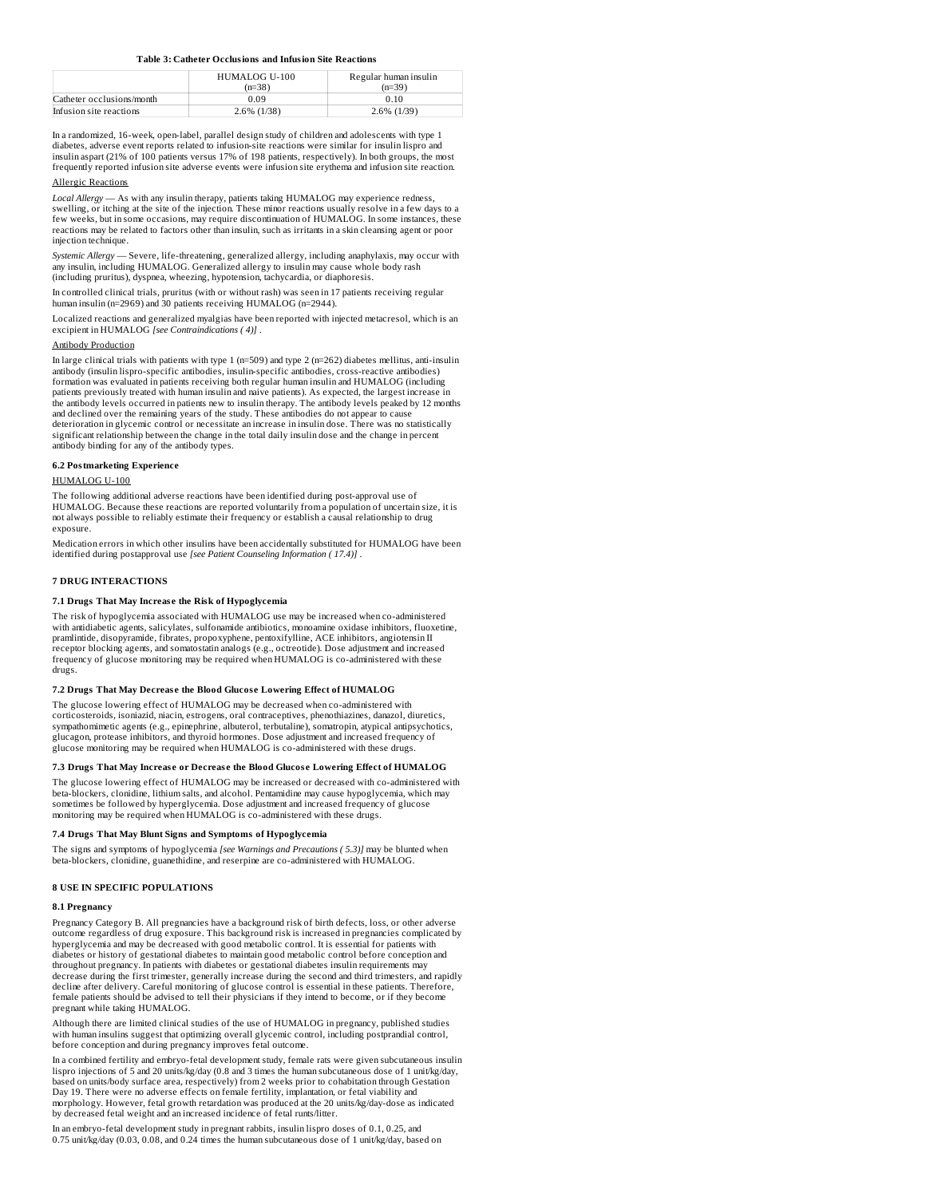**Table 3: Catheter Occlusions and Infusion Site Reactions**

| | HUMALOG U-100 (n=38) | Regular human insulin (n=39) |
|---|---|---|
| Catheter occlusions/month | 0.09 | 0.10 |
| Infusion site reactions | 2.6% (1/38) | 2.6% (1/39) |

In a randomized, 16-week, open-label, parallel design study of children and adolescents with type 1 diabetes, adverse event reports related to infusion-site reactions were similar for insulin lispro and insulin aspart (21% of 100 patients versus 17% of 198 patients, respectively). In both groups, the most frequently reported infusion site adverse events were infusion site erythema and infusion site reaction.

Allergic Reactions

*Local Allergy* — As with any insulin therapy, patients taking HUMALOG may experience redness, swelling, or itching at the site of the injection. These minor reactions usually resolve in a few days to a few weeks, but in some occasions, may require discontinuation of HUMALOG. In some instances, these reactions may be related to factors other than insulin, such as irritants in a skin cleansing agent or poor injection technique.

*Systemic Allergy* — Severe, life-threatening, generalized allergy, including anaphylaxis, may occur with any insulin, including HUMALOG. Generalized allergy to insulin may cause whole body rash (including pruritus), dyspnea, wheezing, hypotension, tachycardia, or diaphoresis.

In controlled clinical trials, pruritus (with or without rash) was seen in 17 patients receiving regular human insulin (n=2969) and 30 patients receiving HUMALOG (n=2944).

Localized reactions and generalized myalgias have been reported with injected metacresol, which is an excipient in HUMALOG *[see Contraindications ( 4)]* .

Antibody Production

In large clinical trials with patients with type 1 (n=509) and type 2 (n=262) diabetes mellitus, anti-insulin antibody (insulin lispro-specific antibodies, insulin-specific antibodies, cross-reactive antibodies) formation was evaluated in patients receiving both regular human insulin and HUMALOG (including patients previously treated with human insulin and naive patients). As expected, the largest increase in the antibody levels occurred in patients new to insulin therapy. The antibody levels peaked by 12 months and declined over the remaining years of the study. These antibodies do not appear to cause deterioration in glycemic control or necessitate an increase in insulin dose. There was no statistically significant relationship between the change in the total daily insulin dose and the change in percent antibody binding for any of the antibody types.

### 6.2 Postmarketing Experience

HUMALOG U-100

The following additional adverse reactions have been identified during post-approval use of HUMALOG. Because these reactions are reported voluntarily from a population of uncertain size, it is not always possible to reliably estimate their frequency or establish a causal relationship to drug exposure.

Medication errors in which other insulins have been accidentally substituted for HUMALOG have been identified during postapproval use *[see Patient Counseling Information ( 17.4)]* .

## 7 DRUG INTERACTIONS

### 7.1 Drugs That May Increase the Risk of Hypoglycemia

The risk of hypoglycemia associated with HUMALOG use may be increased when co-administered with antidiabetic agents, salicylates, sulfonamide antibiotics, monoamine oxidase inhibitors, fluoxetine, pramlintide, disopyramide, fibrates, propoxyphene, pentoxifylline, ACE inhibitors, angiotensin II receptor blocking agents, and somatostatin analogs (e.g., octreotide). Dose adjustment and increased frequency of glucose monitoring may be required when HUMALOG is co-administered with these drugs.

### 7.2 Drugs That May Decrease the Blood Glucose Lowering Effect of HUMALOG

The glucose lowering effect of HUMALOG may be decreased when co-administered with corticosteroids, isoniazid, niacin, estrogens, oral contraceptives, phenothiazines, danazol, diuretics, sympathomimetic agents (e.g., epinephrine, albuterol, terbutaline), somatropin, atypical antipsychotics, glucagon, protease inhibitors, and thyroid hormones. Dose adjustment and increased frequency of glucose monitoring may be required when HUMALOG is co-administered with these drugs.

### 7.3 Drugs That May Increase or Decrease the Blood Glucose Lowering Effect of HUMALOG

The glucose lowering effect of HUMALOG may be increased or decreased with co-administered with beta-blockers, clonidine, lithium salts, and alcohol. Pentamidine may cause hypoglycemia, which may sometimes be followed by hyperglycemia. Dose adjustment and increased frequency of glucose monitoring may be required when HUMALOG is co-administered with these drugs.

### 7.4 Drugs That May Blunt Signs and Symptoms of Hypoglycemia

The signs and symptoms of hypoglycemia *[see Warnings and Precautions ( 5.3)]* may be blunted when beta-blockers, clonidine, guanethidine, and reserpine are co-administered with HUMALOG.

## 8 USE IN SPECIFIC POPULATIONS

### 8.1 Pregnancy

Pregnancy Category B. All pregnancies have a background risk of birth defects, loss, or other adverse outcome regardless of drug exposure. This background risk is increased in pregnancies complicated by hyperglycemia and may be decreased with good metabolic control. It is essential for patients with diabetes or history of gestational diabetes to maintain good metabolic control before conception and throughout pregnancy. In patients with diabetes or gestational diabetes insulin requirements may decrease during the first trimester, generally increase during the second and third trimesters, and rapidly decline after delivery. Careful monitoring of glucose control is essential in these patients. Therefore, female patients should be advised to tell their physicians if they intend to become, or if they become pregnant while taking HUMALOG.

Although there are limited clinical studies of the use of HUMALOG in pregnancy, published studies with human insulins suggest that optimizing overall glycemic control, including postprandial control, before conception and during pregnancy improves fetal outcome.

In a combined fertility and embryo-fetal development study, female rats were given subcutaneous insulin lispro injections of 5 and 20 units/kg/day (0.8 and 3 times the human subcutaneous dose of 1 unit/kg/day, based on units/body surface area, respectively) from 2 weeks prior to cohabitation through Gestation Day 19. There were no adverse effects on female fertility, implantation, or fetal viability and morphology. However, fetal growth retardation was produced at the 20 units/kg/day-dose as indicated by decreased fetal weight and an increased incidence of fetal runts/litter.

In an embryo-fetal development study in pregnant rabbits, insulin lispro doses of 0.1, 0.25, and 0.75 unit/kg/day (0.03, 0.08, and 0.24 times the human subcutaneous dose of 1 unit/kg/day, based on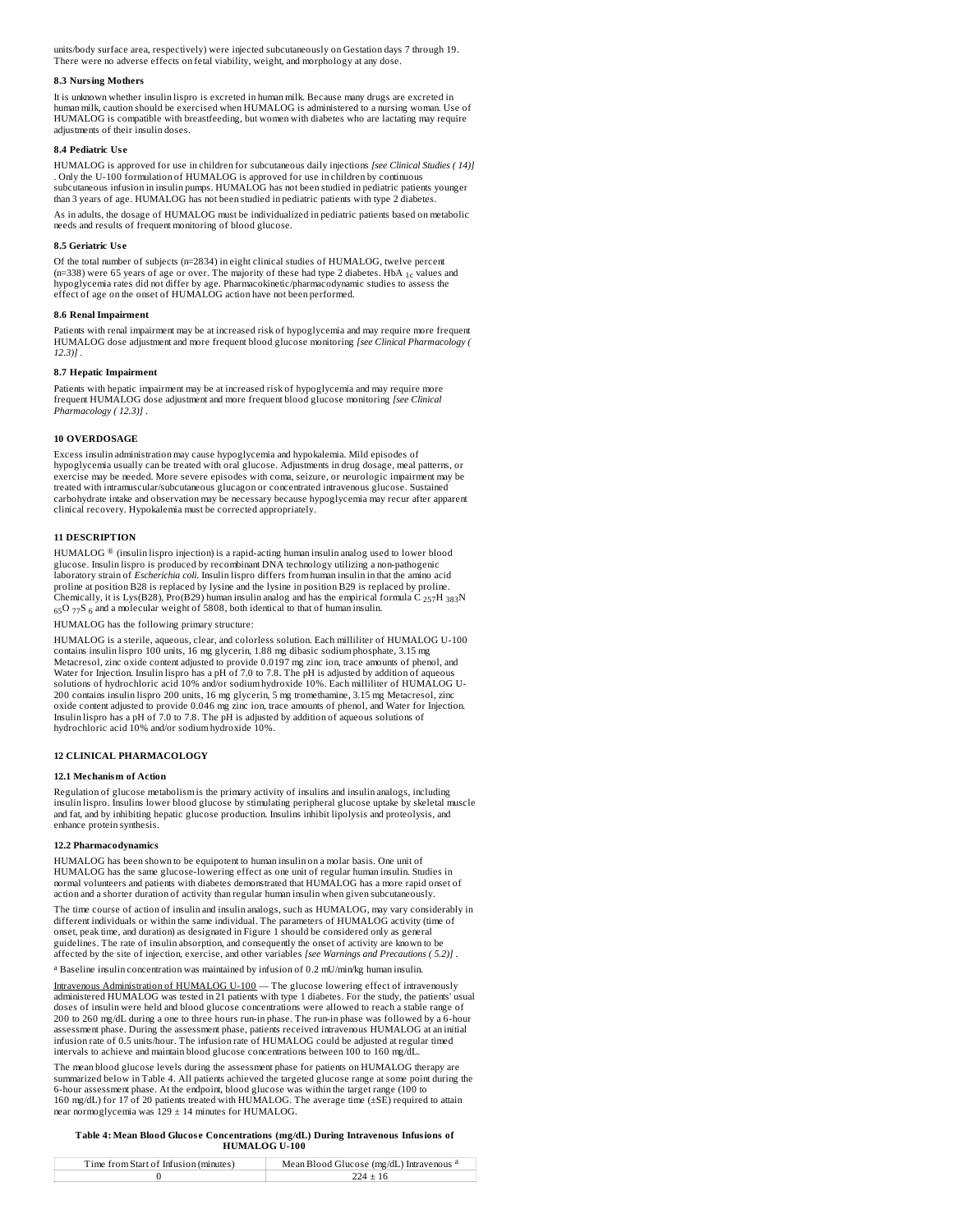units/body surface area, respectively) were injected subcutaneously on Gestation days 7 through 19. There were no adverse effects on fetal viability, weight, and morphology at any dose.

### 8.3 Nursing Mothers

It is unknown whether insulin lispro is excreted in human milk. Because many drugs are excreted in human milk, caution should be exercised when HUMALOG is administered to a nursing woman. Use of HUMALOG is compatible with breastfeeding, but women with diabetes who are lactating may require adjustments of their insulin doses.

### 8.4 Pediatric Use

HUMALOG is approved for use in children for subcutaneous daily injections *[see Clinical Studies ( 14)]* . Only the U-100 formulation of HUMALOG is approved for use in children by continuous subcutaneous infusion in insulin pumps. HUMALOG has not been studied in pediatric patients younger than 3 years of age. HUMALOG has not been studied in pediatric patients with type 2 diabetes.

As in adults, the dosage of HUMALOG must be individualized in pediatric patients based on metabolic needs and results of frequent monitoring of blood glucose.

### 8.5 Geriatric Use

Of the total number of subjects (n=2834) in eight clinical studies of HUMALOG, twelve percent (n=338) were 65 years of age or over. The majority of these had type 2 diabetes. HbA $_{1c}$ values and hypoglycemia rates did not differ by age. Pharmacokinetic/pharmacodynamic studies to assess the effect of age on the onset of HUMALOG action have not been performed.

### 8.6 Renal Impairment

Patients with renal impairment may be at increased risk of hypoglycemia and may require more frequent HUMALOG dose adjustment and more frequent blood glucose monitoring *[see Clinical Pharmacology ( 12.3)]* .

### 8.7 Hepatic Impairment

Patients with hepatic impairment may be at increased risk of hypoglycemia and may require more frequent HUMALOG dose adjustment and more frequent blood glucose monitoring *[see Clinical Pharmacology ( 12.3)]* .

## 10 OVERDOSAGE

Excess insulin administration may cause hypoglycemia and hypokalemia. Mild episodes of hypoglycemia usually can be treated with oral glucose. Adjustments in drug dosage, meal patterns, or exercise may be needed. More severe episodes with coma, seizure, or neurologic impairment may be treated with intramuscular/subcutaneous glucagon or concentrated intravenous glucose. Sustained carbohydrate intake and observation may be necessary because hypoglycemia may recur after apparent clinical recovery. Hypokalemia must be corrected appropriately.

## 11 DESCRIPTION

HUMALOG ® (insulin lispro injection) is a rapid-acting human insulin analog used to lower blood glucose. Insulin lispro is produced by recombinant DNA technology utilizing a non-pathogenic laboratory strain of *Escherichia coli*. Insulin lispro differs from human insulin in that the amino acid proline at position B28 is replaced by lysine and the lysine in position B29 is replaced by proline. Chemically, it is Lys(B28), Pro(B29) human insulin analog and has the empirical formula $C_{257}H_{383}N_{65}O_{77}S_6$ and a molecular weight of 5808, both identical to that of human insulin.

HUMALOG has the following primary structure:

HUMALOG is a sterile, aqueous, clear, and colorless solution. Each milliliter of HUMALOG U-100 contains insulin lispro 100 units, 16 mg glycerin, 1.88 mg dibasic sodium phosphate, 3.15 mg Metacresol, zinc oxide content adjusted to provide 0.0197 mg zinc ion, trace amounts of phenol, and Water for Injection. Insulin lispro has a pH of 7.0 to 7.8. The pH is adjusted by addition of aqueous solutions of hydrochloric acid 10% and/or sodium hydroxide 10%. Each milliliter of HUMALOG U-200 contains insulin lispro 200 units, 16 mg glycerin, 5 mg tromethamine, 3.15 mg Metacresol, zinc oxide content adjusted to provide 0.046 mg zinc ion, trace amounts of phenol, and Water for Injection. Insulin lispro has a pH of 7.0 to 7.8. The pH is adjusted by addition of aqueous solutions of hydrochloric acid 10% and/or sodium hydroxide 10%.

## 12 CLINICAL PHARMACOLOGY

### 12.1 Mechanism of Action

Regulation of glucose metabolism is the primary activity of insulins and insulin analogs, including insulin lispro. Insulins lower blood glucose by stimulating peripheral glucose uptake by skeletal muscle and fat, and by inhibiting hepatic glucose production. Insulins inhibit lipolysis and proteolysis, and enhance protein synthesis.

### 12.2 Pharmacodynamics

HUMALOG has been shown to be equipotent to human insulin on a molar basis. One unit of HUMALOG has the same glucose-lowering effect as one unit of regular human insulin. Studies in normal volunteers and patients with diabetes demonstrated that HUMALOG has a more rapid onset of action and a shorter duration of activity than regular human insulin when given subcutaneously.

The time course of action of insulin and insulin analogs, such as HUMALOG, may vary considerably in different individuals or within the same individual. The parameters of HUMALOG activity (time of onset, peak time, and duration) as designated in Figure 1 should be considered only as general guidelines. The rate of insulin absorption, and consequently the onset of activity are known to be affected by the site of injection, exercise, and other variables *[see Warnings and Precautions ( 5.2)]* .

[a] Baseline insulin concentration was maintained by infusion of 0.2 mU/min/kg human insulin.

Intravenous Administration of HUMALOG U-100 — The glucose lowering effect of intravenously administered HUMALOG was tested in 21 patients with type 1 diabetes. For the study, the patients' usual doses of insulin were held and blood glucose concentrations were allowed to reach a stable range of 200 to 260 mg/dL during a one to three hours run-in phase. The run-in phase was followed by a 6-hour assessment phase. During the assessment phase, patients received intravenous HUMALOG at an initial infusion rate of 0.5 units/hour. The infusion rate of HUMALOG could be adjusted at regular timed intervals to achieve and maintain blood glucose concentrations between 100 to 160 mg/dL.

The mean blood glucose levels during the assessment phase for patients on HUMALOG therapy are summarized below in Table 4. All patients achieved the targeted glucose range at some point during the 6-hour assessment phase. At the endpoint, blood glucose was within the target range (100 to 160 mg/dL) for 17 of 20 patients treated with HUMALOG. The average time (±SE) required to attain near normoglycemia was 129 ± 14 minutes for HUMALOG.

**Table 4: Mean Blood Glucose Concentrations (mg/dL) During Intravenous Infusions of HUMALOG U-100**

| Time from Start of Infusion (minutes) | Mean Blood Glucose (mg/dL) Intravenous [a] |
|---|---|
| 0 | 224 ± 16 |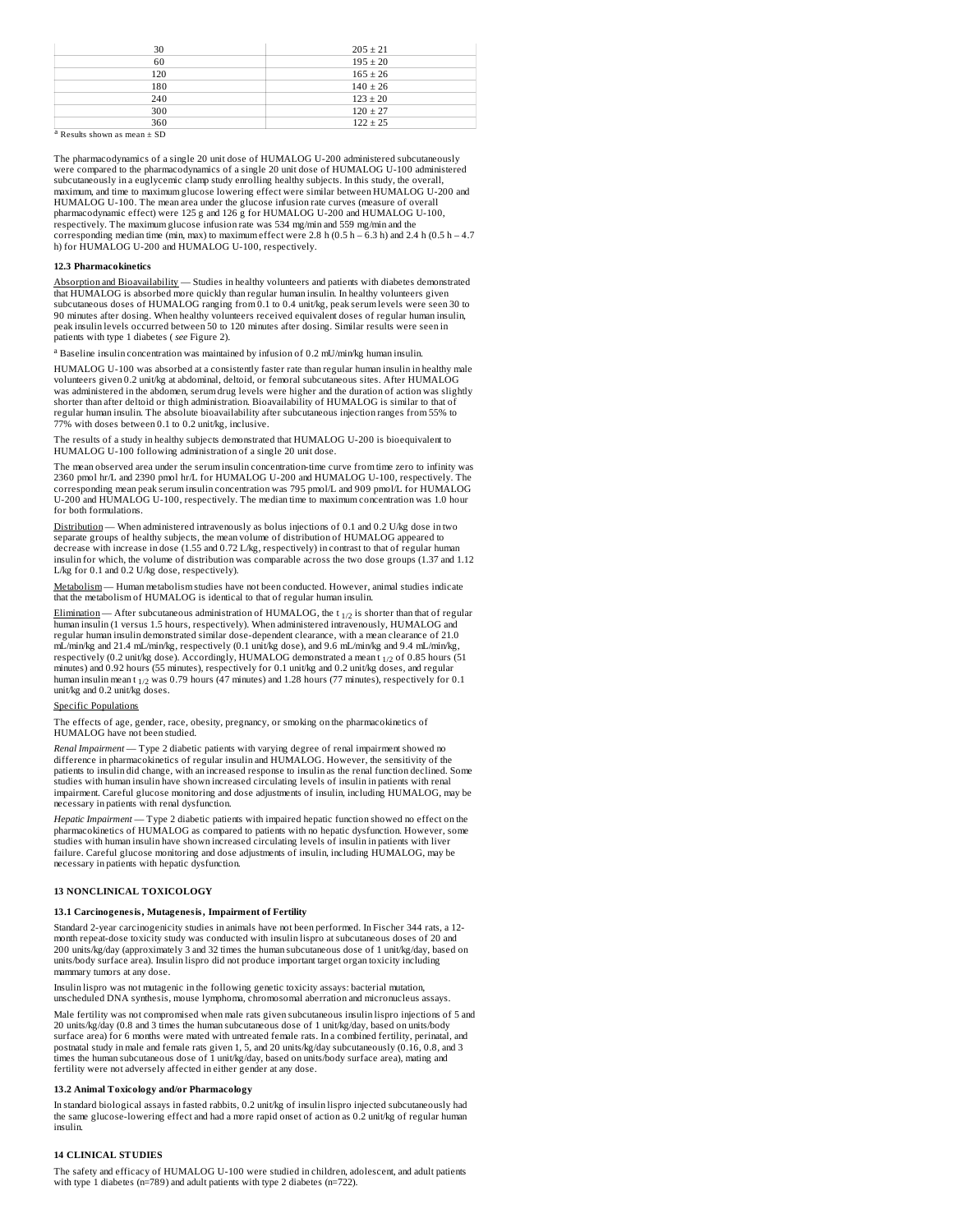| 30 | 205 ± 21 |
| --- | --- |
| 60 | 195 ± 20 |
| 120 | 165 ± 26 |
| 180 | 140 ± 26 |
| 240 | 123 ± 20 |
| 300 | 120 ± 27 |
| 360 | 122 ± 25 |

[a] Results shown as mean ± SD

The pharmacodynamics of a single 20 unit dose of HUMALOG U-200 administered subcutaneously were compared to the pharmacodynamics of a single 20 unit dose of HUMALOG U-100 administered subcutaneously in a euglycemic clamp study enrolling healthy subjects. In this study, the overall, maximum, and time to maximum glucose lowering effect were similar between HUMALOG U-200 and HUMALOG U-100. The mean area under the glucose infusion rate curves (measure of overall pharmacodynamic effect) were 125 g and 126 g for HUMALOG U-200 and HUMALOG U-100, respectively. The maximum glucose infusion rate was 534 mg/min and 559 mg/min and the corresponding median time (min, max) to maximum effect were 2.8 h (0.5 h – 6.3 h) and 2.4 h (0.5 h – 4.7 h) for HUMALOG U-200 and HUMALOG U-100, respectively.

### 12.3 Pharmacokinetics

Absorption and Bioavailability — Studies in healthy volunteers and patients with diabetes demonstrated that HUMALOG is absorbed more quickly than regular human insulin. In healthy volunteers given subcutaneous doses of HUMALOG ranging from 0.1 to 0.4 unit/kg, peak serum levels were seen 30 to 90 minutes after dosing. When healthy volunteers received equivalent doses of regular human insulin, peak insulin levels occurred between 50 to 120 minutes after dosing. Similar results were seen in patients with type 1 diabetes (*see* Figure 2).

[a] Baseline insulin concentration was maintained by infusion of 0.2 mU/min/kg human insulin.

HUMALOG U-100 was absorbed at a consistently faster rate than regular human insulin in healthy male volunteers given 0.2 unit/kg at abdominal, deltoid, or femoral subcutaneous sites. After HUMALOG was administered in the abdomen, serum drug levels were higher and the duration of action was slightly shorter than after deltoid or thigh administration. Bioavailability of HUMALOG is similar to that of regular human insulin. The absolute bioavailability after subcutaneous injection ranges from 55% to 77% with doses between 0.1 to 0.2 unit/kg, inclusive.

The results of a study in healthy subjects demonstrated that HUMALOG U-200 is bioequivalent to HUMALOG U-100 following administration of a single 20 unit dose.

The mean observed area under the serum insulin concentration-time curve from time zero to infinity was 2360 pmol hr/L and 2390 pmol hr/L for HUMALOG U-200 and HUMALOG U-100, respectively. The corresponding mean peak serum insulin concentration was 795 pmol/L and 909 pmol/L for HUMALOG U-200 and HUMALOG U-100, respectively. The median time to maximum concentration was 1.0 hour for both formulations.

Distribution — When administered intravenously as bolus injections of 0.1 and 0.2 U/kg dose in two separate groups of healthy subjects, the mean volume of distribution of HUMALOG appeared to decrease with increase in dose (1.55 and 0.72 L/kg, respectively) in contrast to that of regular human insulin for which, the volume of distribution was comparable across the two dose groups (1.37 and 1.12 L/kg for 0.1 and 0.2 U/kg dose, respectively).

Metabolism — Human metabolism studies have not been conducted. However, animal studies indicate that the metabolism of HUMALOG is identical to that of regular human insulin.

Elimination — After subcutaneous administration of HUMALOG, the $t_{1/2}$ is shorter than that of regular human insulin (1 versus 1.5 hours, respectively). When administered intravenously, HUMALOG and regular human insulin demonstrated similar dose-dependent clearance, with a mean clearance of 21.0 mL/min/kg and 21.4 mL/min/kg, respectively (0.1 unit/kg dose), and 9.6 mL/min/kg and 9.4 mL/min/kg, respectively (0.2 unit/kg dose). Accordingly, HUMALOG demonstrated a mean $t_{1/2}$ of 0.85 hours (51 minutes) and 0.92 hours (55 minutes), respectively for 0.1 unit/kg and 0.2 unit/kg doses, and regular human insulin mean $t_{1/2}$ was 0.79 hours (47 minutes) and 1.28 hours (77 minutes), respectively for 0.1 unit/kg and 0.2 unit/kg doses.

Specific Populations

The effects of age, gender, race, obesity, pregnancy, or smoking on the pharmacokinetics of HUMALOG have not been studied.

*Renal Impairment* — Type 2 diabetic patients with varying degree of renal impairment showed no difference in pharmacokinetics of regular insulin and HUMALOG. However, the sensitivity of the patients to insulin did change, with an increased response to insulin as the renal function declined. Some studies with human insulin have shown increased circulating levels of insulin in patients with renal impairment. Careful glucose monitoring and dose adjustments of insulin, including HUMALOG, may be necessary in patients with renal dysfunction.

*Hepatic Impairment* — Type 2 diabetic patients with impaired hepatic function showed no effect on the pharmacokinetics of HUMALOG as compared to patients with no hepatic dysfunction. However, some studies with human insulin have shown increased circulating levels of insulin in patients with liver failure. Careful glucose monitoring and dose adjustments of insulin, including HUMALOG, may be necessary in patients with hepatic dysfunction.

## 13 NONCLINICAL TOXICOLOGY

### 13.1 Carcinogenesis, Mutagenesis, Impairment of Fertility

Standard 2-year carcinogenicity studies in animals have not been performed. In Fischer 344 rats, a 12-month repeat-dose toxicity study was conducted with insulin lispro at subcutaneous doses of 20 and 200 units/kg/day (approximately 3 and 32 times the human subcutaneous dose of 1 unit/kg/day, based on units/body surface area). Insulin lispro did not produce important target organ toxicity including mammary tumors at any dose.

Insulin lispro was not mutagenic in the following genetic toxicity assays: bacterial mutation, unscheduled DNA synthesis, mouse lymphoma, chromosomal aberration and micronucleus assays.

Male fertility was not compromised when male rats given subcutaneous insulin lispro injections of 5 and 20 units/kg/day (0.8 and 3 times the human subcutaneous dose of 1 unit/kg/day, based on units/body surface area) for 6 months were mated with untreated female rats. In a combined fertility, perinatal, and postnatal study in male and female rats given 1, 5, and 20 units/kg/day subcutaneously (0.16, 0.8, and 3 times the human subcutaneous dose of 1 unit/kg/day, based on units/body surface area), mating and fertility were not adversely affected in either gender at any dose.

### 13.2 Animal Toxicology and/or Pharmacology

In standard biological assays in fasted rabbits, 0.2 unit/kg of insulin lispro injected subcutaneously had the same glucose-lowering effect and had a more rapid onset of action as 0.2 unit/kg of regular human insulin.

## 14 CLINICAL STUDIES

The safety and efficacy of HUMALOG U-100 were studied in children, adolescent, and adult patients with type 1 diabetes (n=789) and adult patients with type 2 diabetes (n=722).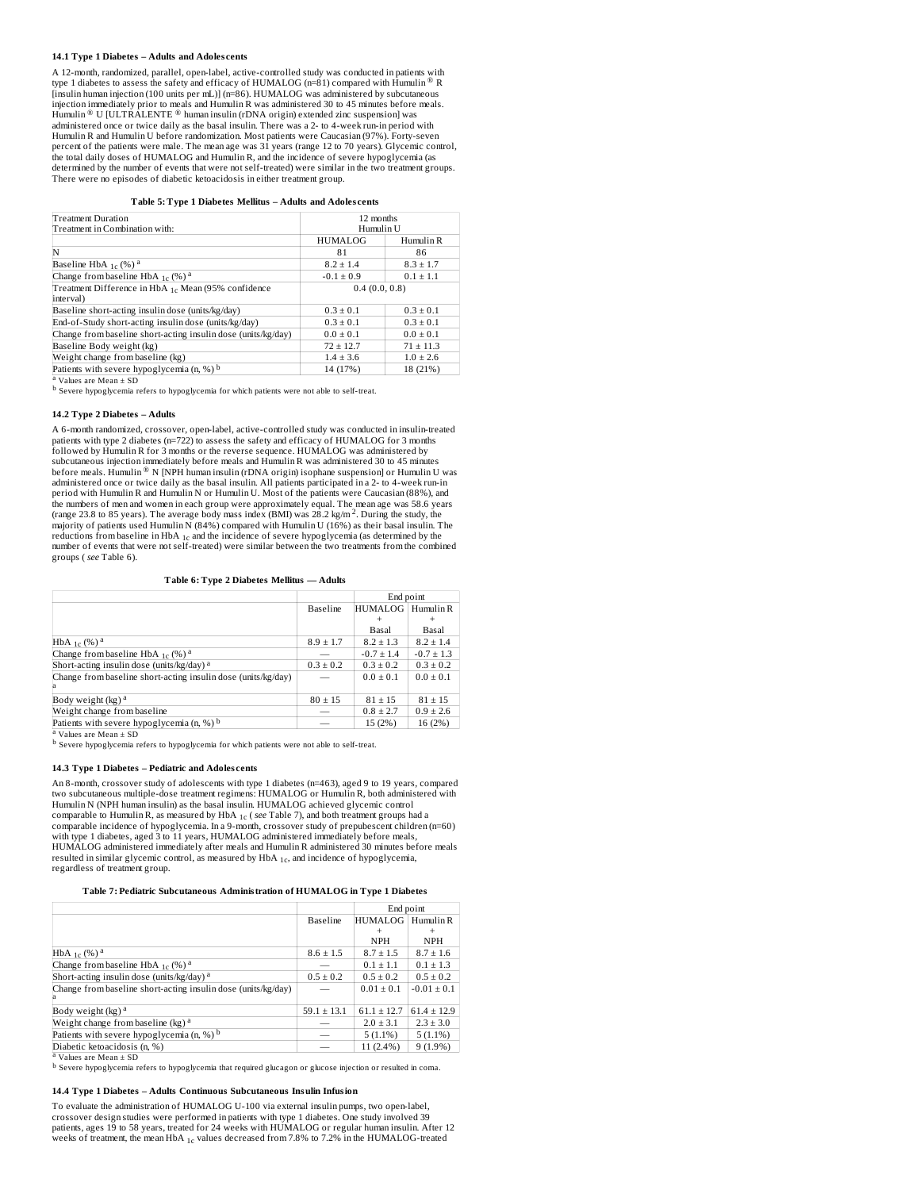### 14.1 Type 1 Diabetes – Adults and Adolescents

A 12-month, randomized, parallel, open-label, active-controlled study was conducted in patients with type 1 diabetes to assess the safety and efficacy of HUMALOG (n=81) compared with Humulin® R [insulin human injection (100 units per mL)] (n=86). HUMALOG was administered by subcutaneous injection immediately prior to meals and Humulin R was administered 30 to 45 minutes before meals. Humulin® U [ULTRALENTE® human insulin (rDNA origin) extended zinc suspension] was administered once or twice daily as the basal insulin. There was a 2- to 4-week run-in period with Humulin R and Humulin U before randomization. Most patients were Caucasian (97%). Forty-seven percent of the patients were male. The mean age was 31 years (range 12 to 70 years). Glycemic control, the total daily doses of HUMALOG and Humulin R, and the incidence of severe hypoglycemia (as determined by the number of events that were not self-treated) were similar in the two treatment groups. There were no episodes of diabetic ketoacidosis in either treatment group.

**Table 5: Type 1 Diabetes Mellitus – Adults and Adolescents**

| Treatment Duration<br>Treatment in Combination with: | 12 months<br>Humulin U | |
|---|---|---|
| | HUMALOG | Humulin R |
| N | 81 | 86 |
| Baseline $HbA_{1c}$ (%) [a] | 8.2 ± 1.4 | 8.3 ± 1.7 |
| Change from baseline $HbA_{1c}$ (%) [a] | -0.1 ± 0.9 | 0.1 ± 1.1 |
| Treatment Difference in $HbA_{1c}$ Mean (95% confidence interval) | 0.4 (0.0, 0.8) | |
| Baseline short-acting insulin dose (units/kg/day) | 0.3 ± 0.1 | 0.3 ± 0.1 |
| End-of-Study short-acting insulin dose (units/kg/day) | 0.3 ± 0.1 | 0.3 ± 0.1 |
| Change from baseline short-acting insulin dose (units/kg/day) | 0.0 ± 0.1 | 0.0 ± 0.1 |
| Baseline Body weight (kg) | 72 ± 12.7 | 71 ± 11.3 |
| Weight change from baseline (kg) | 1.4 ± 3.6 | 1.0 ± 2.6 |
| Patients with severe hypoglycemia (n, %) [b] | 14 (17%) | 18 (21%) |

[a] Values are Mean ± SD

[b] Severe hypoglycemia refers to hypoglycemia for which patients were not able to self-treat.

### 14.2 Type 2 Diabetes – Adults

A 6-month randomized, crossover, open-label, active-controlled study was conducted in insulin-treated patients with type 2 diabetes (n=722) to assess the safety and efficacy of HUMALOG for 3 months followed by Humulin R for 3 months or the reverse sequence. HUMALOG was administered by subcutaneous injection immediately before meals and Humulin R was administered 30 to 45 minutes before meals. Humulin® N [NPH human insulin (rDNA origin) isophane suspension] or Humulin U was administered once or twice daily as the basal insulin. All patients participated in a 2- to 4-week run-in period with Humulin R and Humulin N or Humulin U. Most of the patients were Caucasian (88%), and the numbers of men and women in each group were approximately equal. The mean age was 58.6 years (range 23.8 to 85 years). The average body mass index (BMI) was 28.2 $kg/m^2$. During the study, the majority of patients used Humulin N (84%) compared with Humulin U (16%) as their basal insulin. The reductions from baseline in $HbA_{1c}$ and the incidence of severe hypoglycemia (as determined by the number of events that were not self-treated) were similar between the two treatments from the combined groups (*see* Table 6).

**Table 6: Type 2 Diabetes Mellitus — Adults**

| | | End point | |
|---|---|---|---|
| | Baseline | HUMALOG + Basal | Humulin R + Basal |
| $HbA_{1c}$ (%) [a] | 8.9 ± 1.7 | 8.2 ± 1.3 | 8.2 ± 1.4 |
| Change from baseline $HbA_{1c}$ (%) [a] | — | -0.7 ± 1.4 | -0.7 ± 1.3 |
| Short-acting insulin dose (units/kg/day) [a] | 0.3 ± 0.2 | 0.3 ± 0.2 | 0.3 ± 0.2 |
| Change from baseline short-acting insulin dose (units/kg/day) [a] | — | 0.0 ± 0.1 | 0.0 ± 0.1 |
| Body weight (kg) [a] | 80 ± 15 | 81 ± 15 | 81 ± 15 |
| Weight change from baseline | — | 0.8 ± 2.7 | 0.9 ± 2.6 |
| Patients with severe hypoglycemia (n, %) [b] | — | 15 (2%) | 16 (2%) |

[a] Values are Mean ± SD

[b] Severe hypoglycemia refers to hypoglycemia for which patients were not able to self-treat.

### 14.3 Type 1 Diabetes – Pediatric and Adolescents

An 8-month, crossover study of adolescents with type 1 diabetes (n=463), aged 9 to 19 years, compared two subcutaneous multiple-dose treatment regimens: HUMALOG or Humulin R, both administered with Humulin N (NPH human insulin) as the basal insulin. HUMALOG achieved glycemic control comparable to Humulin R, as measured by $HbA_{1c}$ (*see* Table 7), and both treatment groups had a comparable incidence of hypoglycemia. In a 9-month, crossover study of prepubescent children (n=60) with type 1 diabetes, aged 3 to 11 years, HUMALOG administered immediately before meals, HUMALOG administered immediately after meals and Humulin R administered 30 minutes before meals resulted in similar glycemic control, as measured by $HbA_{1c}$, and incidence of hypoglycemia, regardless of treatment group.

**Table 7: Pediatric Subcutaneous Administration of HUMALOG in Type 1 Diabetes**

| | | End point | |
|---|---|---|---|
| | Baseline | HUMALOG + NPH | Humulin R + NPH |
| $HbA_{1c}$ (%) [a] | 8.6 ± 1.5 | 8.7 ± 1.5 | 8.7 ± 1.6 |
| Change from baseline $HbA_{1c}$ (%) [a] | — | 0.1 ± 1.1 | 0.1 ± 1.3 |
| Short-acting insulin dose (units/kg/day) [a] | 0.5 ± 0.2 | 0.5 ± 0.2 | 0.5 ± 0.2 |
| Change from baseline short-acting insulin dose (units/kg/day) [a] | — | 0.01 ± 0.1 | -0.01 ± 0.1 |
| Body weight (kg) [a] | 59.1 ± 13.1 | 61.1 ± 12.7 | 61.4 ± 12.9 |
| Weight change from baseline (kg) [a] | — | 2.0 ± 3.1 | 2.3 ± 3.0 |
| Patients with severe hypoglycemia (n, %) [b] | — | 5 (1.1%) | 5 (1.1%) |
| Diabetic ketoacidosis (n, %) | — | 11 (2.4%) | 9 (1.9%) |

[a] Values are Mean ± SD

[b] Severe hypoglycemia refers to hypoglycemia that required glucagon or glucose injection or resulted in coma.

### 14.4 Type 1 Diabetes – Adults Continuous Subcutaneous Insulin Infusion

To evaluate the administration of HUMALOG U-100 via external insulin pumps, two open-label, crossover design studies were performed in patients with type 1 diabetes. One study involved 39 patients, ages 19 to 58 years, treated for 24 weeks with HUMALOG or regular human insulin. After 12 weeks of treatment, the mean $HbA_{1c}$ values decreased from 7.8% to 7.2% in the HUMALOG-treated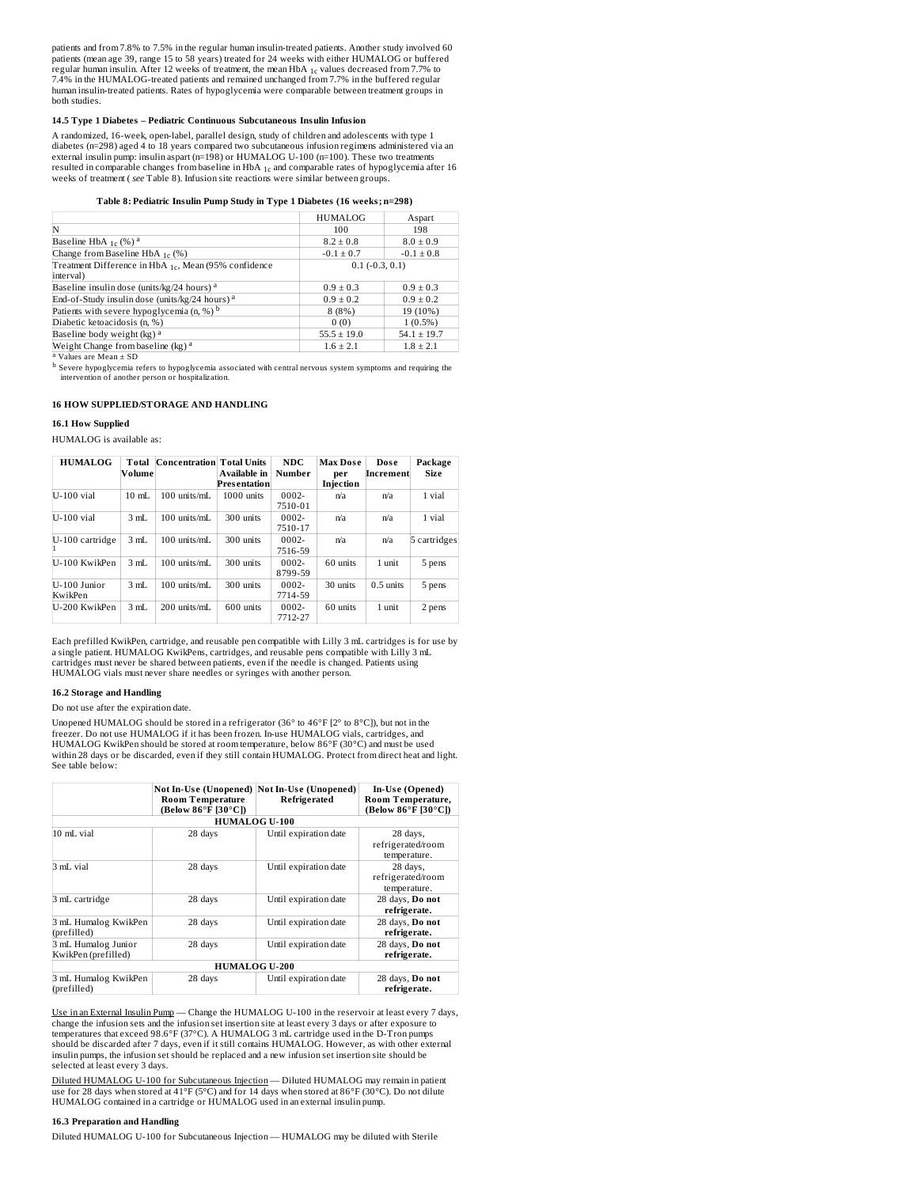patients and from 7.8% to 7.5% in the regular human insulin-treated patients. Another study involved 60 patients (mean age 39, range 15 to 58 years) treated for 24 weeks with either HUMALOG or buffered regular human insulin. After 12 weeks of treatment, the mean $HbA_{1c}$ values decreased from 7.7% to 7.4% in the HUMALOG-treated patients and remained unchanged from 7.7% in the buffered regular human insulin-treated patients. Rates of hypoglycemia were comparable between treatment groups in both studies.

### 14.5 Type 1 Diabetes – Pediatric Continuous Subcutaneous Insulin Infusion

A randomized, 16-week, open-label, parallel design, study of children and adolescents with type 1 diabetes (n=298) aged 4 to 18 years compared two subcutaneous infusion regimens administered via an external insulin pump: insulin aspart (n=198) or HUMALOG U-100 (n=100). These two treatments resulted in comparable changes from baseline in $HbA_{1c}$ and comparable rates of hypoglycemia after 16 weeks of treatment (*see* Table 8). Infusion site reactions were similar between groups.

**Table 8: Pediatric Insulin Pump Study in Type 1 Diabetes (16 weeks; n=298)**

| | HUMALOG | Aspart |
|---|---|---|
| N | 100 | 198 |
| Baseline $HbA_{1c}$ (%) [a] | 8.2 ± 0.8 | 8.0 ± 0.9 |
| Change from Baseline $HbA_{1c}$ (%) | -0.1 ± 0.7 | -0.1 ± 0.8 |
| Treatment Difference in $HbA_{1c}$, Mean (95% confidence interval) | 0.1 (-0.3, 0.1) | |
| Baseline insulin dose (units/kg/24 hours) [a] | 0.9 ± 0.3 | 0.9 ± 0.3 |
| End-of-Study insulin dose (units/kg/24 hours) [a] | 0.9 ± 0.2 | 0.9 ± 0.2 |
| Patients with severe hypoglycemia (n, %) [b] | 8 (8%) | 19 (10%) |
| Diabetic ketoacidosis (n, %) | 0 (0) | 1 (0.5%) |
| Baseline body weight (kg) [a] | 55.5 ± 19.0 | 54.1 ± 19.7 |
| Weight Change from baseline (kg) [a] | 1.6 ± 2.1 | 1.8 ± 2.1 |

[a] Values are Mean ± SD

[b] Severe hypoglycemia refers to hypoglycemia associated with central nervous system symptoms and requiring the intervention of another person or hospitalization.

## 16 HOW SUPPLIED/STORAGE AND HANDLING

### 16.1 How Supplied

HUMALOG is available as:

| HUMALOG | Total Volume | Concentration | Total Units Available in Presentation | NDC Number | Max Dose per Injection | Dose Increment | Package Size |
|---|---|---|---|---|---|---|---|
| U-100 vial | 10 mL | 100 units/mL | 1000 units | 0002-7510-01 | n/a | n/a | 1 vial |
| U-100 vial | 3 mL | 100 units/mL | 300 units | 0002-7510-17 | n/a | n/a | 1 vial |
| U-100 cartridge [1] | 3 mL | 100 units/mL | 300 units | 0002-7516-59 | n/a | n/a | 5 cartridges |
| U-100 KwikPen | 3 mL | 100 units/mL | 300 units | 0002-8799-59 | 60 units | 1 unit | 5 pens |
| U-100 Junior KwikPen | 3 mL | 100 units/mL | 300 units | 0002-7714-59 | 30 units | 0.5 units | 5 pens |
| U-200 KwikPen | 3 mL | 200 units/mL | 600 units | 0002-7712-27 | 60 units | 1 unit | 2 pens |

Each prefilled KwikPen, cartridge, and reusable pen compatible with Lilly 3 mL cartridges is for use by a single patient. HUMALOG KwikPens, cartridges, and reusable pens compatible with Lilly 3 mL cartridges must never be shared between patients, even if the needle is changed. Patients using HUMALOG vials must never share needles or syringes with another person.

### 16.2 Storage and Handling

Do not use after the expiration date.

Unopened HUMALOG should be stored in a refrigerator (36° to 46°F [2° to 8°C]), but not in the freezer. Do not use HUMALOG if it has been frozen. In-use HUMALOG vials, cartridges, and HUMALOG KwikPen should be stored at room temperature, below 86°F (30°C) and must be used within 28 days or be discarded, even if they still contain HUMALOG. Protect from direct heat and light. See table below:

| | Not In-Use (Unopened) Room Temperature (Below 86°F [30°C]) | Not In-Use (Unopened) Refrigerated | In-Use (Opened) Room Temperature, (Below 86°F [30°C]) |
|---|---|---|---|
| **HUMALOG U-100** | | | |
| 10 mL vial | 28 days | Until expiration date | 28 days, refrigerated/room temperature. |
| 3 mL vial | 28 days | Until expiration date | 28 days, refrigerated/room temperature. |
| 3 mL cartridge | 28 days | Until expiration date | 28 days, **Do not refrigerate.** |
| 3 mL Humalog KwikPen (prefilled) | 28 days | Until expiration date | 28 days, **Do not refrigerate.** |
| 3 mL Humalog Junior KwikPen (prefilled) | 28 days | Until expiration date | 28 days, **Do not refrigerate.** |
| **HUMALOG U-200** | | | |
| 3 mL Humalog KwikPen (prefilled) | 28 days | Until expiration date | 28 days, **Do not refrigerate.** |

Use in an External Insulin Pump — Change the HUMALOG U-100 in the reservoir at least every 7 days, change the infusion sets and the infusion set insertion site at least every 3 days or after exposure to temperatures that exceed 98.6°F (37°C). A HUMALOG 3 mL cartridge used in the D-Tron pumps should be discarded after 7 days, even if it still contains HUMALOG. However, as with other external insulin pumps, the infusion set should be replaced and a new infusion set insertion site should be selected at least every 3 days.

Diluted HUMALOG U-100 for Subcutaneous Injection — Diluted HUMALOG may remain in patient use for 28 days when stored at 41°F (5°C) and for 14 days when stored at 86°F (30°C). Do not dilute HUMALOG contained in a cartridge or HUMALOG used in an external insulin pump.

### 16.3 Preparation and Handling

Diluted HUMALOG U-100 for Subcutaneous Injection — HUMALOG may be diluted with Sterile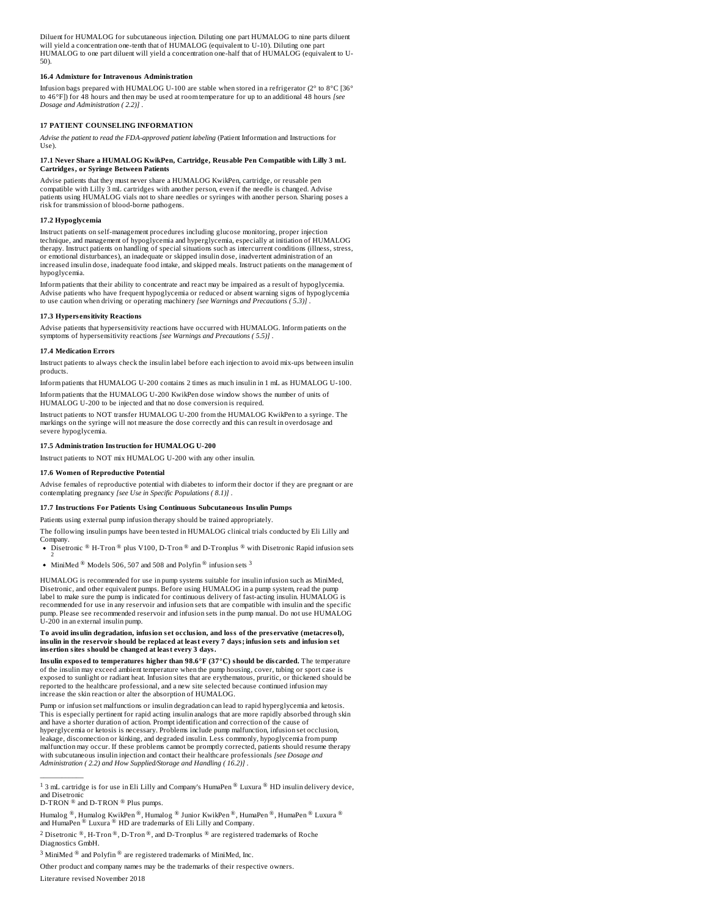Diluent for HUMALOG for subcutaneous injection. Diluting one part HUMALOG to nine parts diluent will yield a concentration one-tenth that of HUMALOG (equivalent to U-10). Diluting one part HUMALOG to one part diluent will yield a concentration one-half that of HUMALOG (equivalent to U-50).

### 16.4 Admixture for Intravenous Administration

Infusion bags prepared with HUMALOG U-100 are stable when stored in a refrigerator (2° to 8°C [36° to 46°F]) for 48 hours and then may be used at room temperature for up to an additional 48 hours *[see Dosage and Administration ( 2.2)]* .

## 17 PATIENT COUNSELING INFORMATION

*Advise the patient to read the FDA-approved patient labeling* (Patient Information and Instructions for Use).

### 17.1 Never Share a HUMALOG KwikPen, Cartridge, Reusable Pen Compatible with Lilly 3 mL Cartridges, or Syringe Between Patients

Advise patients that they must never share a HUMALOG KwikPen, cartridge, or reusable pen compatible with Lilly 3 mL cartridges with another person, even if the needle is changed. Advise patients using HUMALOG vials not to share needles or syringes with another person. Sharing poses a risk for transmission of blood-borne pathogens.

### 17.2 Hypoglycemia

Instruct patients on self-management procedures including glucose monitoring, proper injection technique, and management of hypoglycemia and hyperglycemia, especially at initiation of HUMALOG therapy. Instruct patients on handling of special situations such as intercurrent conditions (illness, stress, or emotional disturbances), an inadequate or skipped insulin dose, inadvertent administration of an increased insulin dose, inadequate food intake, and skipped meals. Instruct patients on the management of hypoglycemia.

Inform patients that their ability to concentrate and react may be impaired as a result of hypoglycemia. Advise patients who have frequent hypoglycemia or reduced or absent warning signs of hypoglycemia to use caution when driving or operating machinery *[see Warnings and Precautions ( 5.3)]* .

### 17.3 Hypersensitivity Reactions

Advise patients that hypersensitivity reactions have occurred with HUMALOG. Inform patients on the symptoms of hypersensitivity reactions *[see Warnings and Precautions ( 5.5)]* .

### 17.4 Medication Errors

Instruct patients to always check the insulin label before each injection to avoid mix-ups between insulin products.

Inform patients that HUMALOG U-200 contains 2 times as much insulin in 1 mL as HUMALOG U-100.

Inform patients that the HUMALOG U-200 KwikPen dose window shows the number of units of HUMALOG U-200 to be injected and that no dose conversion is required.

Instruct patients to NOT transfer HUMALOG U-200 from the HUMALOG KwikPen to a syringe. The markings on the syringe will not measure the dose correctly and this can result in overdosage and severe hypoglycemia.

### 17.5 Administration Instruction for HUMALOG U-200

Instruct patients to NOT mix HUMALOG U-200 with any other insulin.

### 17.6 Women of Reproductive Potential

Advise females of reproductive potential with diabetes to inform their doctor if they are pregnant or are contemplating pregnancy *[see Use in Specific Populations ( 8.1)]* .

### 17.7 Instructions For Patients Using Continuous Subcutaneous Insulin Pumps

Patients using external pump infusion therapy should be trained appropriately.

The following insulin pumps have been tested in HUMALOG clinical trials conducted by Eli Lilly and Company.

- Disetronic ® H-Tron ® plus V100, D-Tron ® and D-Tronplus ® with Disetronic Rapid infusion sets [2]
- MiniMed ® Models 506, 507 and 508 and Polyfin ® infusion sets [3]

HUMALOG is recommended for use in pump systems suitable for insulin infusion such as MiniMed, Disetronic, and other equivalent pumps. Before using HUMALOG in a pump system, read the pump label to make sure the pump is indicated for continuous delivery of fast-acting insulin. HUMALOG is recommended for use in any reservoir and infusion sets that are compatible with insulin and the specific pump. Please see recommended reservoir and infusion sets in the pump manual. Do not use HUMALOG U-200 in an external insulin pump.

**To avoid insulin degradation, infusion set occlusion, and loss of the preservative (metacresol), insulin in the reservoir should be replaced at least every 7 days; infusion sets and infusion set insertion sites should be changed at least every 3 days.**

**Insulin exposed to temperatures higher than 98.6°F (37°C) should be discarded.** The temperature of the insulin may exceed ambient temperature when the pump housing, cover, tubing or sport case is exposed to sunlight or radiant heat. Infusion sites that are erythematous, pruritic, or thickened should be reported to the healthcare professional, and a new site selected because continued infusion may increase the skin reaction or alter the absorption of HUMALOG.

Pump or infusion set malfunctions or insulin degradation can lead to rapid hyperglycemia and ketosis. This is especially pertinent for rapid acting insulin analogs that are more rapidly absorbed through skin and have a shorter duration of action. Prompt identification and correction of the cause of hyperglycemia or ketosis is necessary. Problems include pump malfunction, infusion set occlusion, leakage, disconnection or kinking, and degraded insulin. Less commonly, hypoglycemia from pump malfunction may occur. If these problems cannot be promptly corrected, patients should resume therapy with subcutaneous insulin injection and contact their healthcare professionals *[see Dosage and Administration ( 2.2) and How Supplied/Storage and Handling ( 16.2)]* .

---

[1] 3 mL cartridge is for use in Eli Lilly and Company's HumaPen ® Luxura ® HD insulin delivery device, and Disetronic D-TRON ® and D-TRON ® Plus pumps.

Humalog ®, Humalog KwikPen ®, Humalog ® Junior KwikPen ®, HumaPen ®, HumaPen ® Luxura ® and HumaPen ® Luxura ® HD are trademarks of Eli Lilly and Company.

[2] Disetronic ®, H-Tron ®, D-Tron ®, and D-Tronplus ® are registered trademarks of Roche Diagnostics GmbH.

[3] MiniMed ® and Polyfin ® are registered trademarks of MiniMed, Inc.

Other product and company names may be the trademarks of their respective owners.

Literature revised November 2018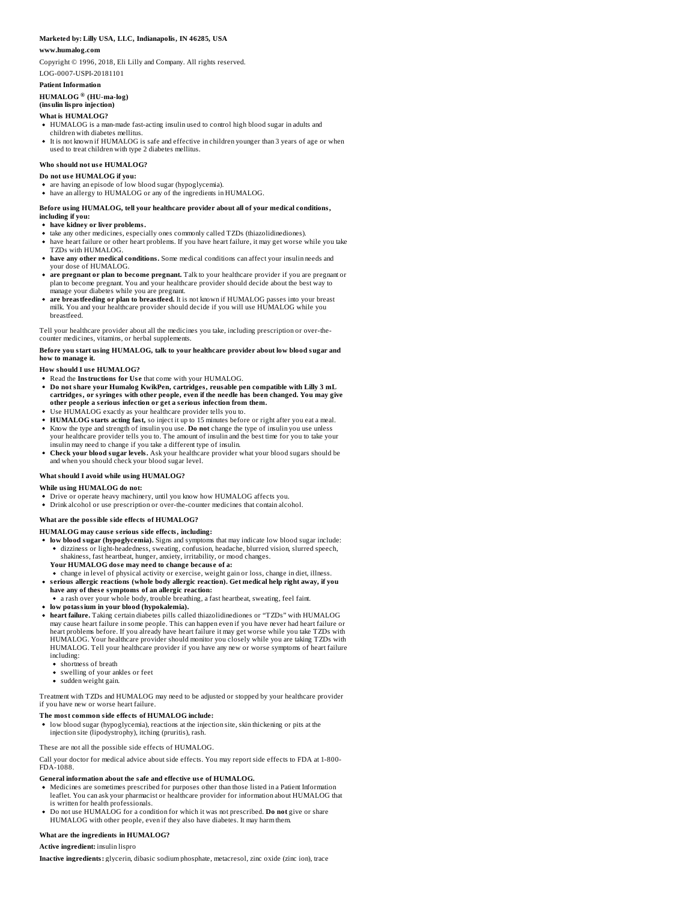**Marketed by: Lilly USA, LLC, Indianapolis, IN 46285, USA**

**www.humalog.com**

Copyright © 1996, 2018, Eli Lilly and Company. All rights reserved.

LOG-0007-USPI-20181101

**Patient Information**

**HUMALOG ® (HU-ma-log)**
**(insulin lispro injection)**

**What is HUMALOG?**

- HUMALOG is a man-made fast-acting insulin used to control high blood sugar in adults and children with diabetes mellitus.
- It is not known if HUMALOG is safe and effective in children younger than 3 years of age or when used to treat children with type 2 diabetes mellitus.

**Who should not use HUMALOG?**

**Do not use HUMALOG if you:**

- are having an episode of low blood sugar (hypoglycemia).
- have an allergy to HUMALOG or any of the ingredients in HUMALOG.

**Before using HUMALOG, tell your healthcare provider about all of your medical conditions, including if you:**

- **have kidney or liver problems.**
- take any other medicines, especially ones commonly called TZDs (thiazolidinediones).
- have heart failure or other heart problems. If you have heart failure, it may get worse while you take TZDs with HUMALOG.
- **have any other medical conditions.** Some medical conditions can affect your insulin needs and your dose of HUMALOG.
- **are pregnant or plan to become pregnant.** Talk to your healthcare provider if you are pregnant or plan to become pregnant. You and your healthcare provider should decide about the best way to manage your diabetes while you are pregnant.
- **are breastfeeding or plan to breastfeed.** It is not known if HUMALOG passes into your breast milk. You and your healthcare provider should decide if you will use HUMALOG while you breastfeed.

Tell your healthcare provider about all the medicines you take, including prescription or over-the-counter medicines, vitamins, or herbal supplements.

**Before you start using HUMALOG, talk to your healthcare provider about low blood sugar and how to manage it.**

**How should I use HUMALOG?**

- Read the **Instructions for Use** that come with your HUMALOG.
- **Do not share your Humalog KwikPen, cartridges, reusable pen compatible with Lilly 3 mL cartridges, or syringes with other people, even if the needle has been changed. You may give other people a serious infection or get a serious infection from them.**
- Use HUMALOG exactly as your healthcare provider tells you to.
- **HUMALOG starts acting fast,** so inject it up to 15 minutes before or right after you eat a meal.
- Know the type and strength of insulin you use. **Do not** change the type of insulin you use unless your healthcare provider tells you to. The amount of insulin and the best time for you to take your insulin may need to change if you take a different type of insulin.
- **Check your blood sugar levels.** Ask your healthcare provider what your blood sugars should be and when you should check your blood sugar level.

**What should I avoid while using HUMALOG?**

**While using HUMALOG do not:**

- Drive or operate heavy machinery, until you know how HUMALOG affects you.
- Drink alcohol or use prescription or over-the-counter medicines that contain alcohol.

**What are the possible side effects of HUMALOG?**

**HUMALOG may cause serious side effects, including:**

- **low blood sugar (hypoglycemia).** Signs and symptoms that may indicate low blood sugar include:
  - dizziness or light-headedness, sweating, confusion, headache, blurred vision, slurred speech, shakiness, fast heartbeat, hunger, anxiety, irritability, or mood changes.

  **Your HUMALOG dose may need to change because of a:**
  - change in level of physical activity or exercise, weight gain or loss, change in diet, illness.
- **serious allergic reactions (whole body allergic reaction). Get medical help right away, if you have any of these symptoms of an allergic reaction:**
  - a rash over your whole body, trouble breathing, a fast heartbeat, sweating, feel faint.
- **low potassium in your blood (hypokalemia).**
- **heart failure.** Taking certain diabetes pills called thiazolidinediones or "TZDs" with HUMALOG may cause heart failure in some people. This can happen even if you have never had heart failure or heart problems before. If you already have heart failure it may get worse while you take TZDs with HUMALOG. Your healthcare provider should monitor you closely while you are taking TZDs with HUMALOG. Tell your healthcare provider if you have any new or worse symptoms of heart failure including:
  - shortness of breath
  - swelling of your ankles or feet
  - sudden weight gain.

Treatment with TZDs and HUMALOG may need to be adjusted or stopped by your healthcare provider if you have new or worse heart failure.

**The most common side effects of HUMALOG include:**

- low blood sugar (hypoglycemia), reactions at the injection site, skin thickening or pits at the injection site (lipodystrophy), itching (pruritis), rash.

These are not all the possible side effects of HUMALOG.

Call your doctor for medical advice about side effects. You may report side effects to FDA at 1-800-FDA-1088.

**General information about the safe and effective use of HUMALOG.**

- Medicines are sometimes prescribed for purposes other than those listed in a Patient Information leaflet. You can ask your pharmacist or healthcare provider for information about HUMALOG that is written for health professionals.
- Do not use HUMALOG for a condition for which it was not prescribed. **Do not** give or share HUMALOG with other people, even if they also have diabetes. It may harm them.

**What are the ingredients in HUMALOG?**

**Active ingredient:** insulin lispro

**Inactive ingredients:** glycerin, dibasic sodium phosphate, metacresol, zinc oxide (zinc ion), trace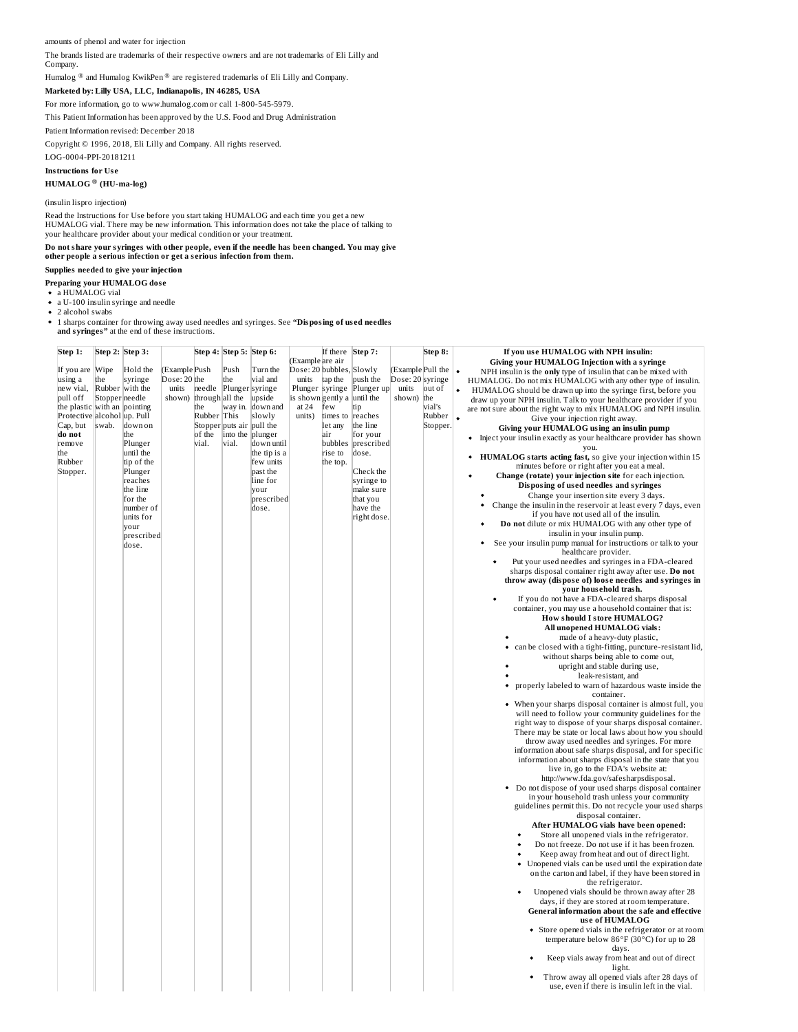amounts of phenol and water for injection

The brands listed are trademarks of their respective owners and are not trademarks of Eli Lilly and Company.

Humalog ® and Humalog KwikPen ® are registered trademarks of Eli Lilly and Company.

**Marketed by: Lilly USA, LLC, Indianapolis, IN 46285, USA**

For more information, go to www.humalog.com or call 1-800-545-5979.

This Patient Information has been approved by the U.S. Food and Drug Administration

Patient Information revised: December 2018

Copyright © 1996, 2018, Eli Lilly and Company. All rights reserved.

LOG-0004-PPI-20181211

**Instructions for Use**

**HUMALOG ® (HU-ma-log)**

(insulin lispro injection)

Read the Instructions for Use before you start taking HUMALOG and each time you get a new HUMALOG vial. There may be new information. This information does not take the place of talking to your healthcare provider about your medical condition or your treatment.

**Do not share your syringes with other people, even if the needle has been changed. You may give other people a serious infection or get a serious infection from them.**

**Supplies needed to give your injection**

**Preparing your HUMALOG dose**

- a HUMALOG vial
- a U-100 insulin syringe and needle
- 2 alcohol swabs
- 1 sharps container for throwing away used needles and syringes. See **"Disposing of used needles and syringes"** at the end of these instructions.

| Step 1: | Step 2: | Step 3: | | Step 4: | Step 5: | Step 6: | | | Step 7: | | Step 8: |
|---|---|---|---|---|---|---|---|---|---|---|---|
| If you are using a new vial, pull off the plastic Protective Cap, but **do not** remove the Rubber Stopper. | Wipe the Rubber Stopper with an alcohol swab. | Hold the syringe with the needle pointing down on the Plunger until the tip of the Plunger reaches the line for the number of units for your prescribed dose. | (Example Dose: 20 units shown) | Push the needle through the Rubber Stopper of the vial. | Push the Plunger all the way in. This puts air into the vial. | Turn the vial and syringe upside down and slowly pull the plunger down until the tip is a few units past the line for your prescribed dose. | (Example Dose: 20 units Plunger is shown at 24 units) | If there are air bubbles, tap the syringe gently a few times to let any air bubbles rise to the top. | Slowly push the Plunger up until the tip reaches the line for your prescribed dose. Check the syringe to make sure that you have the right dose. | (Example Dose: 20 units shown) | Pull the syringe out of the vial's Rubber Stopper. |

**If you use HUMALOG with NPH insulin:**

**Giving your HUMALOG Injection with a syringe**

- NPH insulin is the **only** type of insulin that can be mixed with HUMALOG. Do not mix HUMALOG with any other type of insulin.
- HUMALOG should be drawn up into the syringe first, before you draw up your NPH insulin. Talk to your healthcare provider if you are not sure about the right way to mix HUMALOG and NPH insulin.
- Give your injection right away.

**Giving your HUMALOG using an insulin pump**

- Inject your insulin exactly as your healthcare provider has shown you.
- **HUMALOG starts acting fast,** so give your injection within 15 minutes before or right after you eat a meal.
- **Change (rotate) your injection site** for each injection.

**Disposing of used needles and syringes**

- Change your insertion site every 3 days.
- Change the insulin in the reservoir at least every 7 days, even if you have not used all of the insulin.
- **Do not** dilute or mix HUMALOG with any other type of insulin in your insulin pump.
- See your insulin pump manual for instructions or talk to your healthcare provider.
  - Put your used needles and syringes in a FDA-cleared sharps disposal container right away after use. **Do not throw away (dispose of) loose needles and syringes in your household trash.**
  - If you do not have a FDA-cleared sharps disposal container, you may use a household container that is:

**How should I store HUMALOG?**

**All unopened HUMALOG vials:**

- made of a heavy-duty plastic,
- can be closed with a tight-fitting, puncture-resistant lid, without sharps being able to come out,
- upright and stable during use,
- leak-resistant, and
- properly labeled to warn of hazardous waste inside the container.
- When your sharps disposal container is almost full, you will need to follow your community guidelines for the right way to dispose of your sharps disposal container. There may be state or local laws about how you should throw away used needles and syringes. For more information about safe sharps disposal, and for specific information about sharps disposal in the state that you live in, go to the FDA's website at: http://www.fda.gov/safesharpsdisposal.
- Do not dispose of your used sharps disposal container in your household trash unless your community guidelines permit this. Do not recycle your used sharps disposal container.

**After HUMALOG vials have been opened:**

- Store all unopened vials in the refrigerator.
- Do not freeze. Do not use if it has been frozen.
- Keep away from heat and out of direct light.
- Unopened vials can be used until the expiration date on the carton and label, if they have been stored in the refrigerator.
- Unopened vials should be thrown away after 28 days, if they are stored at room temperature.

**General information about the safe and effective use of HUMALOG**

- Store opened vials in the refrigerator or at room temperature below 86°F (30°C) for up to 28 days.
- Keep vials away from heat and out of direct light.
- Throw away all opened vials after 28 days of use, even if there is insulin left in the vial.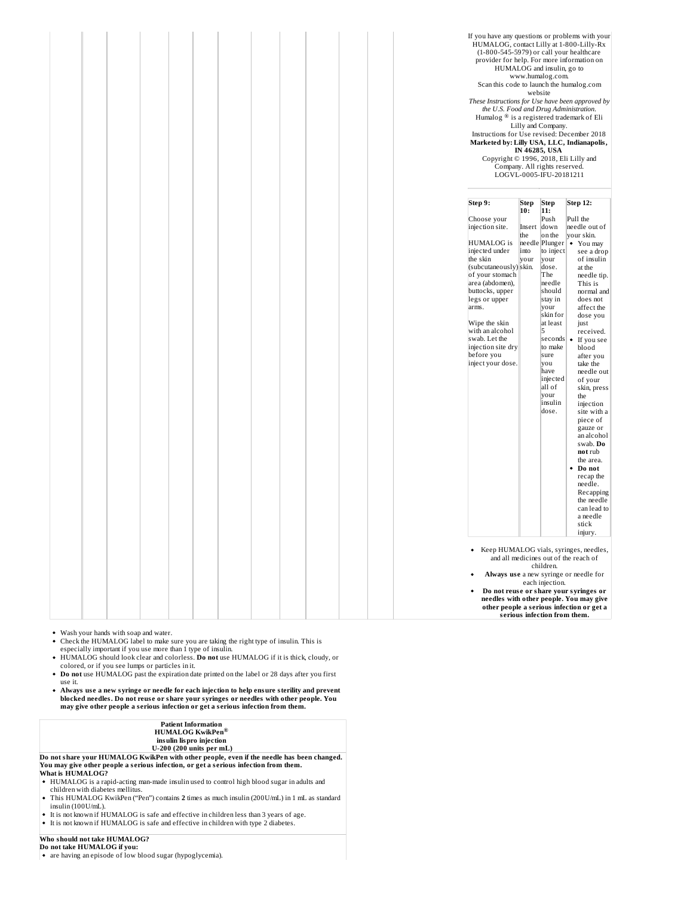If you have any questions or problems with your HUMALOG, contact Lilly at 1-800-Lilly-Rx (1-800-545-5979) or call your healthcare provider for help. For more information on HUMALOG and insulin, go to www.humalog.com.

Scan this code to launch the humalog.com website

*These Instructions for Use have been approved by the U.S. Food and Drug Administration.*

Humalog ® is a registered trademark of Eli Lilly and Company.

Instructions for Use revised: December 2018

**Marketed by: Lilly USA, LLC, Indianapolis, IN 46285, USA**

Copyright © 1996, 2018, Eli Lilly and Company. All rights reserved.

LOGVL-0005-IFU-20181211

| Step 9: | Step 10: | Step 11: | Step 12: |
|---|---|---|---|
| Choose your injection site. HUMALOG is injected under the skin (subcutaneously) of your stomach area (abdomen), buttocks, upper legs or upper arms. Wipe the skin with an alcohol swab. Let the injection site dry before you inject your dose. | Insert the needle into your skin. | Push down on the Plunger to inject your dose. The needle should stay in your skin for at least 5 seconds to make sure you have injected all of your insulin dose. | Pull the needle out of your skin. • You may see a drop of insulin at the needle tip. This is normal and does not affect the dose you just received. • If you see blood after you take the needle out of your skin, press the injection site with a piece of gauze or an alcohol swab. **Do not** rub the area. • **Do not** recap the needle. Recapping the needle can lead to a needle stick injury. |

- Keep HUMALOG vials, syringes, needles, and all medicines out of the reach of children.
- **Always use** a new syringe or needle for each injection.
- **Do not reuse or share your syringes or needles with other people. You may give other people a serious infection or get a serious infection from them.**

- Wash your hands with soap and water.
- Check the HUMALOG label to make sure you are taking the right type of insulin. This is especially important if you use more than 1 type of insulin.
- HUMALOG should look clear and colorless. **Do not** use HUMALOG if it is thick, cloudy, or colored, or if you see lumps or particles in it.
- **Do not** use HUMALOG past the expiration date printed on the label or 28 days after you first use it.
- **Always use a new syringe or needle for each injection to help ensure sterility and prevent blocked needles. Do not reuse or share your syringes or needles with other people. You may give other people a serious infection or get a serious infection from them.**

**Patient Information**
**HUMALOG KwikPen®**
**insulin lispro injection**
**U-200 (200 units per mL)**

**Do not share your HUMALOG KwikPen with other people, even if the needle has been changed. You may give other people a serious infection, or get a serious infection from them.**

**What is HUMALOG?**

- HUMALOG is a rapid-acting man-made insulin used to control high blood sugar in adults and children with diabetes mellitus.
- This HUMALOG KwikPen ("Pen") contains **2** times as much insulin (200U/mL) in 1 mL as standard insulin (100U/mL).
- It is not known if HUMALOG is safe and effective in children less than 3 years of age.
- It is not known if HUMALOG is safe and effective in children with type 2 diabetes.

**Who should not take HUMALOG?**

**Do not take HUMALOG if you:**

- are having an episode of low blood sugar (hypoglycemia).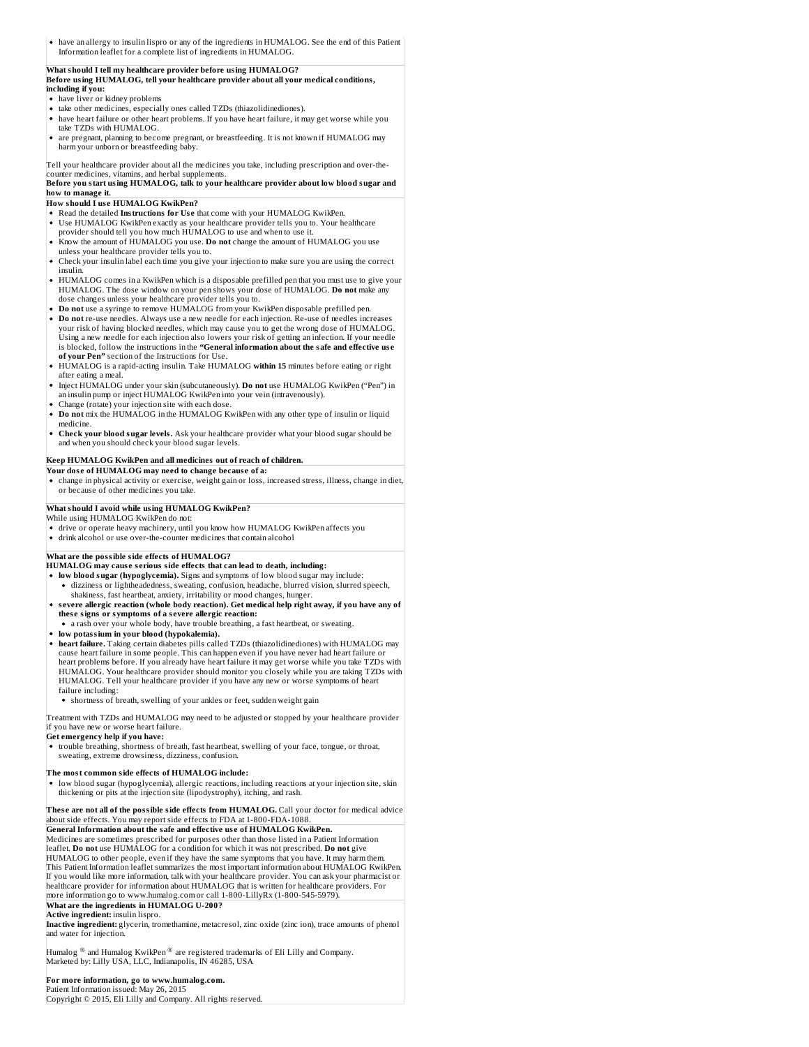- have an allergy to insulin lispro or any of the ingredients in HUMALOG. See the end of this Patient Information leaflet for a complete list of ingredients in HUMALOG.

**What should I tell my healthcare provider before using HUMALOG?**
**Before using HUMALOG, tell your healthcare provider about all your medical conditions, including if you:**

- have liver or kidney problems
- take other medicines, especially ones called TZDs (thiazolidinediones).
- have heart failure or other heart problems. If you have heart failure, it may get worse while you take TZDs with HUMALOG.
- are pregnant, planning to become pregnant, or breastfeeding. It is not known if HUMALOG may harm your unborn or breastfeeding baby.

Tell your healthcare provider about all the medicines you take, including prescription and over-the-counter medicines, vitamins, and herbal supplements.
**Before you start using HUMALOG, talk to your healthcare provider about low blood sugar and how to manage it.**

**How should I use HUMALOG KwikPen?**

- Read the detailed **Instructions for Use** that come with your HUMALOG KwikPen.
- Use HUMALOG KwikPen exactly as your healthcare provider tells you to. Your healthcare provider should tell you how much HUMALOG to use and when to use it.
- Know the amount of HUMALOG you use. **Do not** change the amount of HUMALOG you use unless your healthcare provider tells you to.
- Check your insulin label each time you give your injection to make sure you are using the correct insulin.
- HUMALOG comes in a KwikPen which is a disposable prefilled pen that you must use to give your HUMALOG. The dose window on your pen shows your dose of HUMALOG. **Do not** make any dose changes unless your healthcare provider tells you to.
- **Do not** use a syringe to remove HUMALOG from your KwikPen disposable prefilled pen.
- **Do not** re-use needles. Always use a new needle for each injection. Re-use of needles increases your risk of having blocked needles, which may cause you to get the wrong dose of HUMALOG. Using a new needle for each injection also lowers your risk of getting an infection. If your needle is blocked, follow the instructions in the **"General information about the safe and effective use of your Pen"** section of the Instructions for Use.
- HUMALOG is a rapid-acting insulin. Take HUMALOG **within 15** minutes before eating or right after eating a meal.
- Inject HUMALOG under your skin (subcutaneously). **Do not** use HUMALOG KwikPen ("Pen") in an insulin pump or inject HUMALOG KwikPen into your vein (intravenously).
- Change (rotate) your injection site with each dose.
- **Do not** mix the HUMALOG in the HUMALOG KwikPen with any other type of insulin or liquid medicine.
- **Check your blood sugar levels.** Ask your healthcare provider what your blood sugar should be and when you should check your blood sugar levels.

**Keep HUMALOG KwikPen and all medicines out of reach of children.**

**Your dose of HUMALOG may need to change because of a:**

- change in physical activity or exercise, weight gain or loss, increased stress, illness, change in diet, or because of other medicines you take.

**What should I avoid while using HUMALOG KwikPen?**

While using HUMALOG KwikPen do not:

- drive or operate heavy machinery, until you know how HUMALOG KwikPen affects you
- drink alcohol or use over-the-counter medicines that contain alcohol

**What are the possible side effects of HUMALOG?**

**HUMALOG may cause serious side effects that can lead to death, including:**

- **low blood sugar (hypoglycemia).** Signs and symptoms of low blood sugar may include:
  - dizziness or lightheadedness, sweating, confusion, headache, blurred vision, slurred speech, shakiness, fast heartbeat, anxiety, irritability or mood changes, hunger.
- **severe allergic reaction (whole body reaction). Get medical help right away, if you have any of these signs or symptoms of a severe allergic reaction:**
  - a rash over your whole body, have trouble breathing, a fast heartbeat, or sweating.
- **low potassium in your blood (hypokalemia).**
- **heart failure.** Taking certain diabetes pills called TZDs (thiazolidinediones) with HUMALOG may cause heart failure in some people. This can happen even if you have never had heart failure or heart problems before. If you already have heart failure it may get worse while you take TZDs with HUMALOG. Your healthcare provider should monitor you closely while you are taking TZDs with HUMALOG. Tell your healthcare provider if you have any new or worse symptoms of heart failure including:
  - shortness of breath, swelling of your ankles or feet, sudden weight gain

Treatment with TZDs and HUMALOG may need to be adjusted or stopped by your healthcare provider if you have new or worse heart failure.

**Get emergency help if you have:**

- trouble breathing, shortness of breath, fast heartbeat, swelling of your face, tongue, or throat, sweating, extreme drowsiness, dizziness, confusion.

**The most common side effects of HUMALOG include:**

- low blood sugar (hypoglycemia), allergic reactions, including reactions at your injection site, skin thickening or pits at the injection site (lipodystrophy), itching, and rash.

**These are not all of the possible side effects from HUMALOG.** Call your doctor for medical advice about side effects. You may report side effects to FDA at 1-800-FDA-1088.

**General Information about the safe and effective use of HUMALOG KwikPen.**

Medicines are sometimes prescribed for purposes other than those listed in a Patient Information leaflet. **Do not** use HUMALOG for a condition for which it was not prescribed. **Do not** give HUMALOG to other people, even if they have the same symptoms that you have. It may harm them. This Patient Information leaflet summarizes the most important information about HUMALOG KwikPen. If you would like more information, talk with your healthcare provider. You can ask your pharmacist or healthcare provider for information about HUMALOG that is written for healthcare providers. For more information go to www.humalog.com or call 1-800-LillyRx (1-800-545-5979).

**What are the ingredients in HUMALOG U-200?**

**Active ingredient:** insulin lispro.

**Inactive ingredient:** glycerin, tromethamine, metacresol, zinc oxide (zinc ion), trace amounts of phenol and water for injection.

Humalog ® and Humalog KwikPen ® are registered trademarks of Eli Lilly and Company.
Marketed by: Lilly USA, LLC, Indianapolis, IN 46285, USA

**For more information, go to www.humalog.com.**
Patient Information issued: May 26, 2015
Copyright © 2015, Eli Lilly and Company. All rights reserved.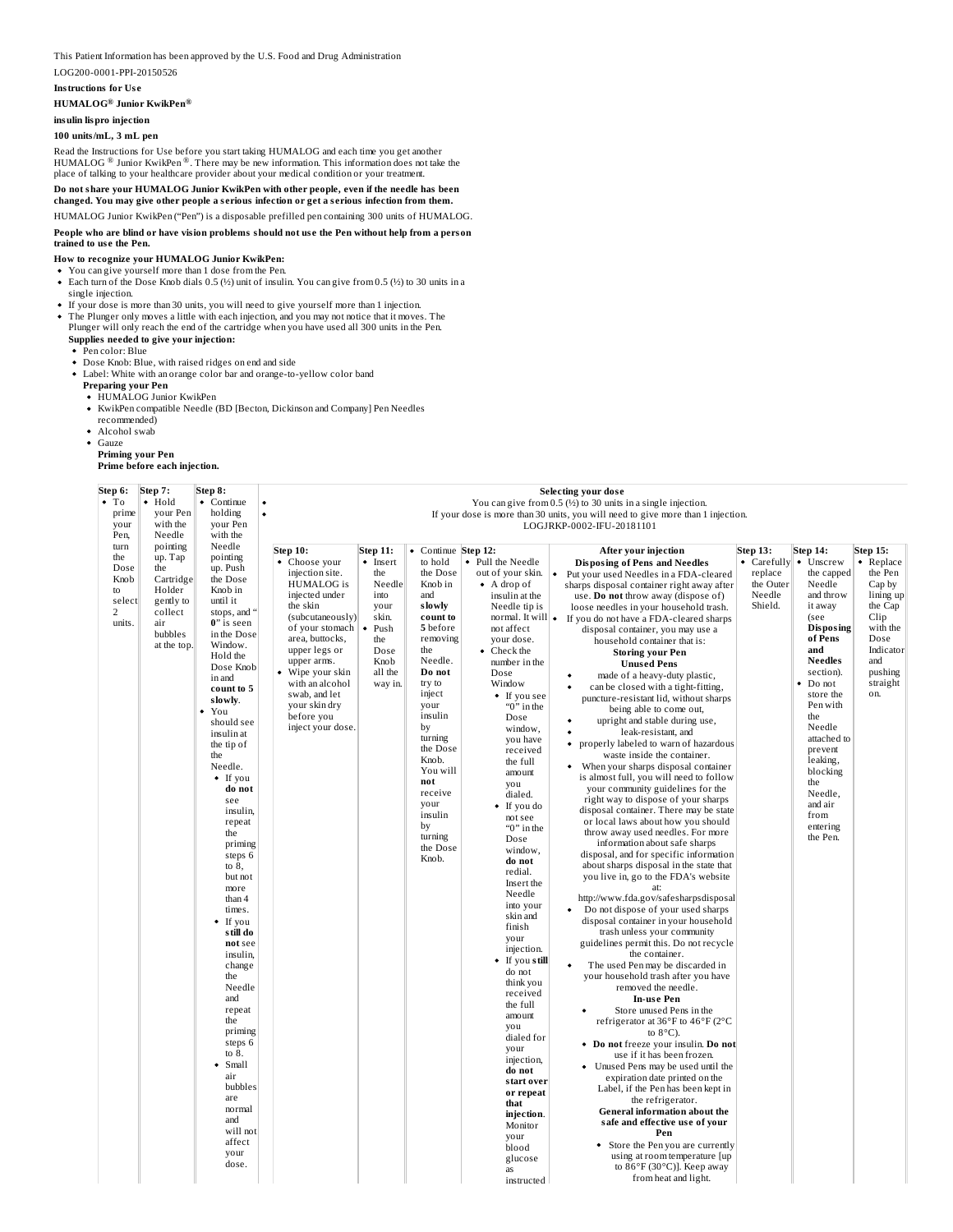This Patient Information has been approved by the U.S. Food and Drug Administration

LOG200-0001-PPI-20150526

**Instructions for Use**

**HUMALOG® Junior KwikPen®**

**insulin lispro injection**

**100 units/mL, 3 mL pen**

Read the Instructions for Use before you start taking HUMALOG and each time you get another HUMALOG ® Junior KwikPen ®. There may be new information. This information does not take the place of talking to your healthcare provider about your medical condition or your treatment.

**Do not share your HUMALOG Junior KwikPen with other people, even if the needle has been changed. You may give other people a serious infection or get a serious infection from them.**

HUMALOG Junior KwikPen ("Pen") is a disposable prefilled pen containing 300 units of HUMALOG.

**People who are blind or have vision problems should not use the Pen without help from a person trained to use the Pen.**

**How to recognize your HUMALOG Junior KwikPen:**

- You can give yourself more than 1 dose from the Pen.
- Each turn of the Dose Knob dials 0.5 (½) unit of insulin. You can give from 0.5 (½) to 30 units in a single injection.
- If your dose is more than 30 units, you will need to give yourself more than 1 injection.
- The Plunger only moves a little with each injection, and you may not notice that it moves. The Plunger will only reach the end of the cartridge when you have used all 300 units in the Pen.

**Supplies needed to give your injection:**

- Pen color: Blue
- Dose Knob: Blue, with raised ridges on end and side
- Label: White with an orange color bar and orange-to-yellow color band

**Preparing your Pen**

- HUMALOG Junior KwikPen
- KwikPen compatible Needle (BD [Becton, Dickinson and Company] Pen Needles recommended)
- Alcohol swab
- Gauze

**Priming your Pen**

**Prime before each injection.**

**Step 6:**

- To prime your Pen, turn the Dose Knob to select 2 units.

**Step 7:**

- Hold your Pen with the Needle pointing up. Tap the Cartridge Holder gently to collect air bubbles at the top.

**Step 8:**

- Continue holding your Pen with the Needle pointing up. Push the Dose Knob in until it stops, and "0" is seen in the Dose Window. Hold the Dose Knob in and **count to 5 slowly**.
- You should see insulin at the tip of the Needle.
  - If you **do not** see insulin, repeat the priming steps 6 to 8, but not more than 4 times.
  - If you **still do not** see insulin, change the Needle and repeat the priming steps 6 to 8.
  - Small air bubbles are normal and will not affect your dose.

**Selecting your dose**

- You can give from 0.5 (½) to 30 units in a single injection.
- If your dose is more than 30 units, you will need to give more than 1 injection.

LOGJRKP-0002-IFU-20181101

**Step 10:**

- Choose your injection site. HUMALOG is injected under the skin (subcutaneously) of your stomach area, buttocks, upper legs or upper arms.
- Wipe your skin with an alcohol swab, and let your skin dry before you inject your dose.

**Step 11:**

- Insert the Needle into your skin.
- Push the Dose Knob all the way in.
- Continue to hold the Dose Knob in and **slowly count to 5** before removing the Needle. **Do not** try to inject your insulin by turning the Dose Knob. You will **not** receive your insulin by turning the Dose Knob.

**Step 12:**

- Pull the Needle out of your skin.
  - A drop of insulin at the Needle tip is normal. It will not affect your dose.
- Check the number in the Dose Window
  - If you see "0" in the Dose window, you have received the full amount you dialed.
  - If you do not see "0" in the Dose window, **do not** redial. Insert the Needle into your skin and finish your injection.
  - If you **still** do not think you received the full amount you dialed for your injection, **do not start over or repeat that injection**. Monitor your blood glucose as instructed

**After your injection**

**Step 13:**

- Carefully replace the Outer Needle Shield.

**Step 14:**

- Unscrew the capped Needle and throw it away (see **Disposing of Pens and Needles** section).
- Do not store the Pen with the Needle attached to prevent leaking, blocking the Needle, and air from entering the Pen.

**Step 15:**

- Replace the Pen Cap by lining up the Cap Clip with the Dose Indicator and pushing straight on.

**Disposing of Pens and Needles**

- Put your used Needles in a FDA-cleared sharps disposal container right away after use. **Do not** throw away (dispose of) loose needles in your household trash.
- If you do not have a FDA-cleared sharps disposal container, you may use a household container that is:
  - made of a heavy-duty plastic,
  - can be closed with a tight-fitting, puncture-resistant lid, without sharps being able to come out,
  - upright and stable during use,
  - leak-resistant, and
  - properly labeled to warn of hazardous waste inside the container.
- When your sharps disposal container is almost full, you will need to follow your community guidelines for the right way to dispose of your sharps disposal container. There may be state or local laws about how you should throw away used needles. For more information about safe sharps disposal, and for specific information about sharps disposal in the state that you live in, go to the FDA's website at: http://www.fda.gov/safesharpsdisposal
- Do not dispose of your used sharps disposal container in your household trash unless your community guidelines permit this. Do not recycle the container.
- The used Pen may be discarded in your household trash after you have removed the needle.

**Storing your Pen**

**Unused Pens**

- Store unused Pens in the refrigerator at 36°F to 46°F (2°C to 8°C).
- **Do not** freeze your insulin. **Do not** use it if it has been frozen.
- Unused Pens may be used until the expiration date printed on the Label, if the Pen has been kept in the refrigerator.

**In-use Pen**

- Store the Pen you are currently using at room temperature [up to 86°F (30°C)]. Keep away from heat and light.

**General information about the safe and effective use of your Pen**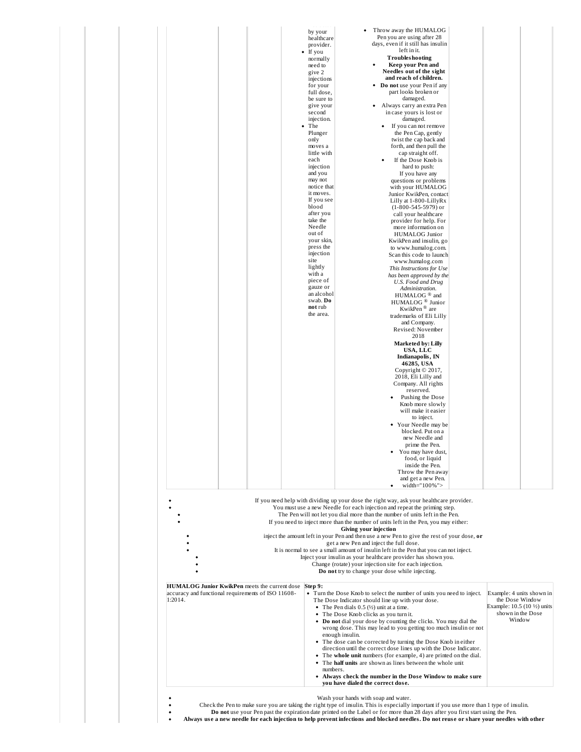- by your healthcare provider.
- If you normally need to give 2 injections for your full dose, be sure to give your second injection.
- The Plunger only moves a little with each injection and you may not notice that it moves.

If you see blood after you take the Needle out of your skin, press the injection site lightly with a piece of gauze or an alcohol swab. **Do not** rub the area.

- Throw away the HUMALOG Pen you are using after 28 days, even if it still has insulin left in it.

**Troubleshooting**

- **Keep your Pen and Needles out of the sight and reach of children.**
- **Do not** use your Pen if any part looks broken or damaged.
- Always carry an extra Pen in case yours is lost or damaged.
- If you can not remove the Pen Cap, gently twist the cap back and forth, and then pull the cap straight off.
- If the Dose Knob is hard to push:

If you have any questions or problems with your HUMALOG Junior KwikPen, contact Lilly at 1-800-LillyRx (1-800-545-5979) or call your healthcare provider for help. For more information on HUMALOG Junior KwikPen and insulin, go to www.humalog.com.

Scan this code to launch www.humalog.com

*This Instructions for Use has been approved by the U.S. Food and Drug Administration.*

HUMALOG ® and HUMALOG ® Junior KwikPen ® are trademarks of Eli Lilly and Company.

Revised: November 2018

**Marketed by: Lilly USA, LLC Indianapolis, IN 46285, USA**

Copyright © 2017, 2018, Eli Lilly and Company. All rights reserved.

- Pushing the Dose Knob more slowly will make it easier to inject.
- Your Needle may be blocked. Put on a new Needle and prime the Pen.
- You may have dust, food, or liquid inside the Pen. Throw the Pen away and get a new Pen.
- width="100%">

- If you need help with dividing up your dose the right way, ask your healthcare provider.
- You must use a new Needle for each injection and repeat the priming step.
- The Pen will not let you dial more than the number of units left in the Pen.
- If you need to inject more than the number of units left in the Pen, you may either:

**Giving your injection**

- inject the amount left in your Pen and then use a new Pen to give the rest of your dose, **or**
- get a new Pen and inject the full dose.
- It is normal to see a small amount of insulin left in the Pen that you can not inject.
- Inject your insulin as your healthcare provider has shown you.
- Change (rotate) your injection site for each injection.
- **Do not** try to change your dose while injecting.

| **HUMALOG Junior KwikPen** meets the current dose accuracy and functional requirements of ISO 11608-1:2014. | **Step 9:**<br>• Turn the Dose Knob to select the number of units you need to inject. The Dose Indicator should line up with your dose.<br>• The Pen dials 0.5 (½) unit at a time.<br>• The Dose Knob clicks as you turn it.<br>• **Do not** dial your dose by counting the clicks. You may dial the wrong dose. This may lead to you getting too much insulin or not enough insulin.<br>• The dose can be corrected by turning the Dose Knob in either direction until the correct dose lines up with the Dose Indicator.<br>• The **whole unit** numbers (for example, 4) are printed on the dial.<br>• The **half units** are shown as lines between the whole unit numbers.<br>• **Always check the number in the Dose Window to make sure you have dialed the correct dose.** | Example: 4 units shown in the Dose Window<br>Example: 10.5 (10 ½) units shown in the Dose Window |
|---|---|---|

- Wash your hands with soap and water.
- Check the Pen to make sure you are taking the right type of insulin. This is especially important if you use more than 1 type of insulin.
- **Do not** use your Pen past the expiration date printed on the Label or for more than 28 days after you first start using the Pen.
- **Always use a new needle for each injection to help prevent infections and blocked needles. Do not reuse or share your needles with other**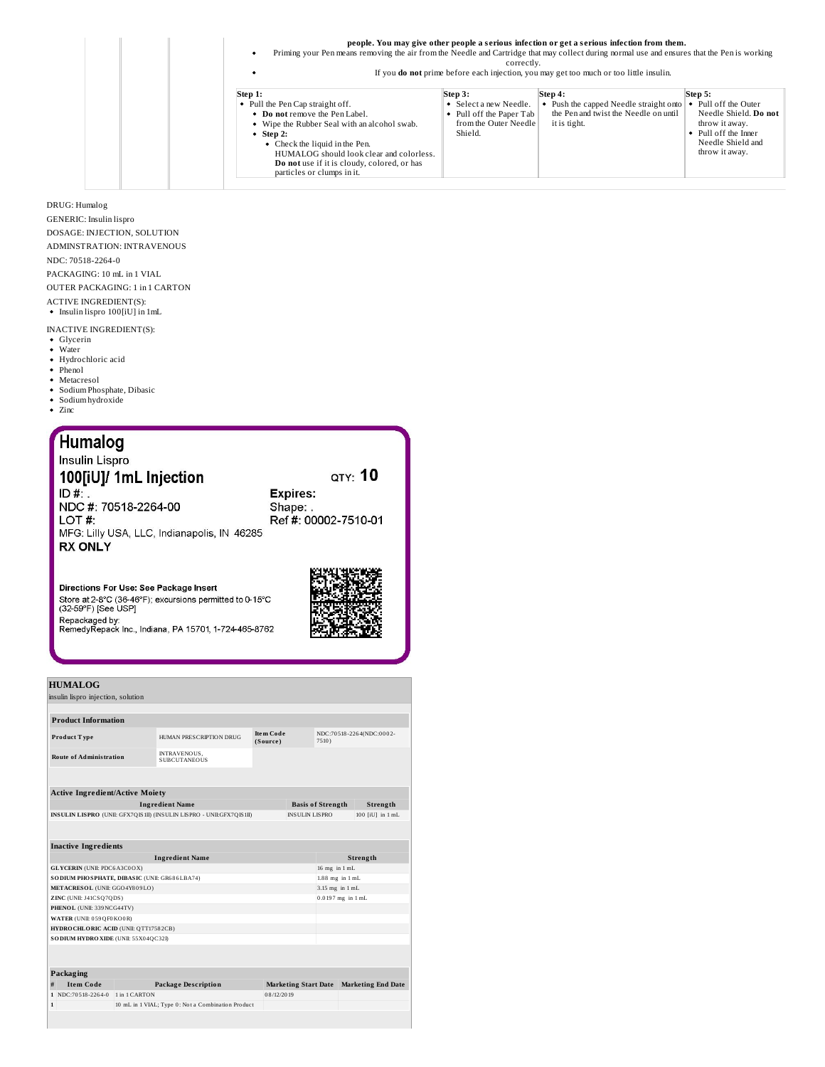**people. You may give other people a serious infection or get a serious infection from them.**

- Priming your Pen means removing the air from the Needle and Cartridge that may collect during normal use and ensures that the Pen is working correctly.
- If you **do not** prime before each injection, you may get too much or too little insulin.

| Step 1: | Step 3: | Step 4: | Step 5: |
|---|---|---|---|
| • Pull the Pen Cap straight off. • **Do not** remove the Pen Label. • Wipe the Rubber Seal with an alcohol swab. • **Step 2:** • Check the liquid in the Pen. HUMALOG should look clear and colorless. **Do not** use if it is cloudy, colored, or has particles or clumps in it. | • Select a new Needle. • Pull off the Paper Tab from the Outer Needle Shield. | • Push the capped Needle straight onto the Pen and twist the Needle on until it is tight. | • Pull off the Outer Needle Shield. **Do not** throw it away. • Pull off the Inner Needle Shield and throw it away. |

DRUG: Humalog

GENERIC: Insulin lispro

DOSAGE: INJECTION, SOLUTION

ADMINSTRATION: INTRAVENOUS

NDC: 70518-2264-0

PACKAGING: 10 mL in 1 VIAL

OUTER PACKAGING: 1 in 1 CARTON

ACTIVE INGREDIENT(S):
- Insulin lispro 100[iU] in 1mL

INACTIVE INGREDIENT(S):
- Glycerin
- Water
- Hydrochloric acid
- Phenol
- Metacresol
- Sodium Phosphate, Dibasic
- Sodium hydroxide
- Zinc

**Humalog**
Insulin Lispro
**100[iU]/ 1mL Injection**
QTY: **10**
ID #: .
NDC #: 70518-2264-00
LOT #:
**Expires:**
Shape: .
Ref #: 00002-7510-01
MFG: Lilly USA, LLC, Indianapolis, IN 46285
**RX ONLY**

**Directions For Use: See Package Insert**
Store at 2-8°C (36-46°F); excursions permitted to 0-15°C (32-59°F) [See USP]
Repackaged by:
RemedyRepack Inc., Indiana, PA 15701, 1-724-465-8762

**HUMALOG**
insulin lispro injection, solution

| **Product Information** | | | |
|---|---|---|---|
| **Product Type** | HUMAN PRESCRIPTION DRUG | **Item Code (Source)** | NDC:70518-2264(NDC:0002-7510) |
| **Route of Administration** | INTRAVENOUS, SUBCUTANEOUS | | |

| **Active Ingredient/Active Moiety** | | |
|---|---|---|
| **Ingredient Name** | **Basis of Strength** | **Strength** |
| **INSULIN LISPRO** (UNII: GFX7QIS1II) (INSULIN LISPRO - UNII:GFX7QIS1II) | INSULIN LISPRO | 100 [iU] in 1 mL |

| **Inactive Ingredients** | |
|---|---|
| **Ingredient Name** | **Strength** |
| **GLYCERIN** (UNII: PDC6A3C0OX) | 16 mg in 1 mL |
| **SODIUM PHOSPHATE, DIBASIC** (UNII: GR686LBA74) | 1.88 mg in 1 mL |
| **METACRESOL** (UNII: GGO4Y809LO) | 3.15 mg in 1 mL |
| **ZINC** (UNII: J41CSQ7QDS) | 0.0197 mg in 1 mL |
| **PHENOL** (UNII: 339NCG44TV) | |
| **WATER** (UNII: 059QF0KO0R) | |
| **HYDROCHLORIC ACID** (UNII: QTT17582CB) | |
| **SODIUM HYDROXIDE** (UNII: 55X04QC32I) | |

| **Packaging** | | | | |
|---|---|---|---|---|
| **#** | **Item Code** | **Package Description** | **Marketing Start Date** | **Marketing End Date** |
| 1 | NDC:70518-2264-0 | 1 in 1 CARTON | 08/12/2019 | |
| 1 | | 10 mL in 1 VIAL; Type 0: Not a Combination Product | | |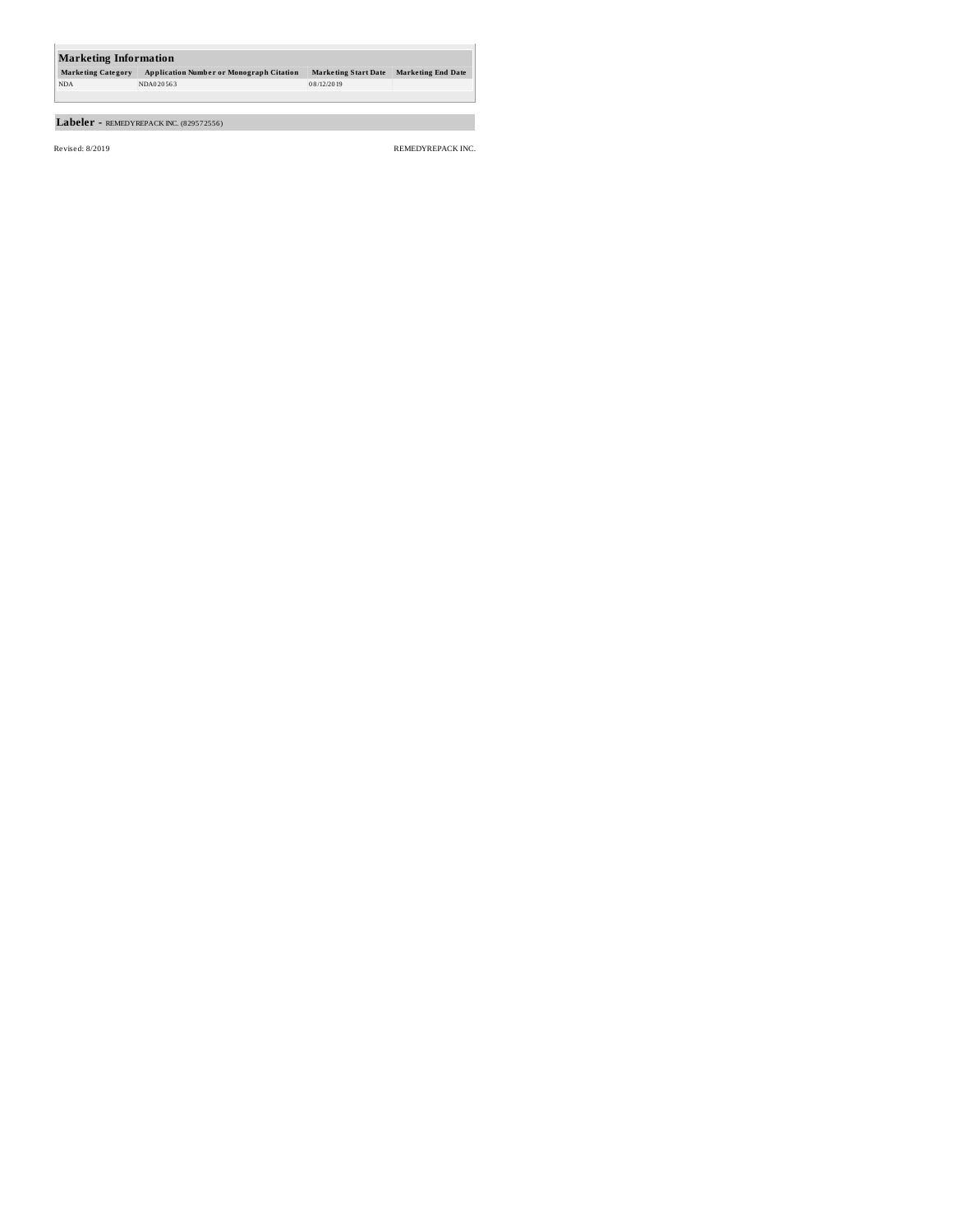| Marketing Information | | | |
|---|---|---|---|
| **Marketing Category** | **Application Number or Monograph Citation** | **Marketing Start Date** | **Marketing End Date** |
| NDA | NDA020563 | 08/12/2019 | |

**Labeler -** REMEDYREPACK INC. (829572556)

Revised: 8/2019 REMEDYREPACK INC.